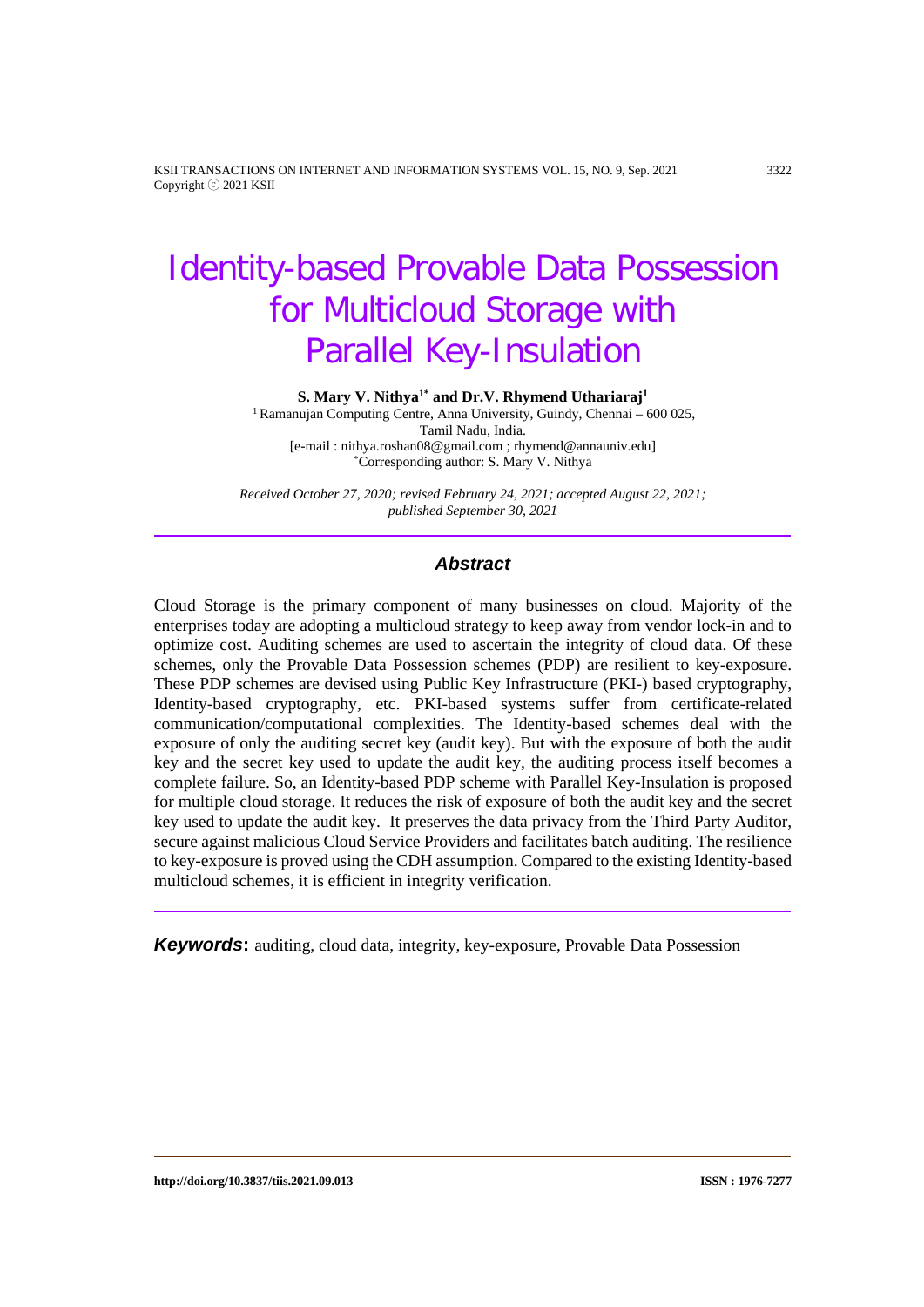# Identity-based Provable Data Possession for Multicloud Storage with Parallel Key-Insulation

**S. Mary V. Nithya[1*] and Dr.V. Rhymend Uthariaraj[1]**

[1] Ramanujan Computing Centre, Anna University, Guindy, Chennai – 600 025, Tamil Nadu, India.
[e-mail : nithya.roshan08@gmail.com ; rhymend@annauniv.edu]
*Corresponding author: S. Mary V. Nithya

*Received October 27, 2020; revised February 24, 2021; accepted August 22, 2021; published September 30, 2021*

---

## Abstract

Cloud Storage is the primary component of many businesses on cloud. Majority of the enterprises today are adopting a multicloud strategy to keep away from vendor lock-in and to optimize cost. Auditing schemes are used to ascertain the integrity of cloud data. Of these schemes, only the Provable Data Possession schemes (PDP) are resilient to key-exposure. These PDP schemes are devised using Public Key Infrastructure (PKI-) based cryptography, Identity-based cryptography, etc. PKI-based systems suffer from certificate-related communication/computational complexities. The Identity-based schemes deal with the exposure of only the auditing secret key (audit key). But with the exposure of both the audit key and the secret key used to update the audit key, the auditing process itself becomes a complete failure. So, an Identity-based PDP scheme with Parallel Key-Insulation is proposed for multiple cloud storage. It reduces the risk of exposure of both the audit key and the secret key used to update the audit key. It preserves the data privacy from the Third Party Auditor, secure against malicious Cloud Service Providers and facilitates batch auditing. The resilience to key-exposure is proved using the CDH assumption. Compared to the existing Identity-based multicloud schemes, it is efficient in integrity verification.

---

***Keywords*:** auditing, cloud data, integrity, key-exposure, Provable Data Possession

http://doi.org/10.3837/tiis.2021.09.013 ISSN : 1976-7277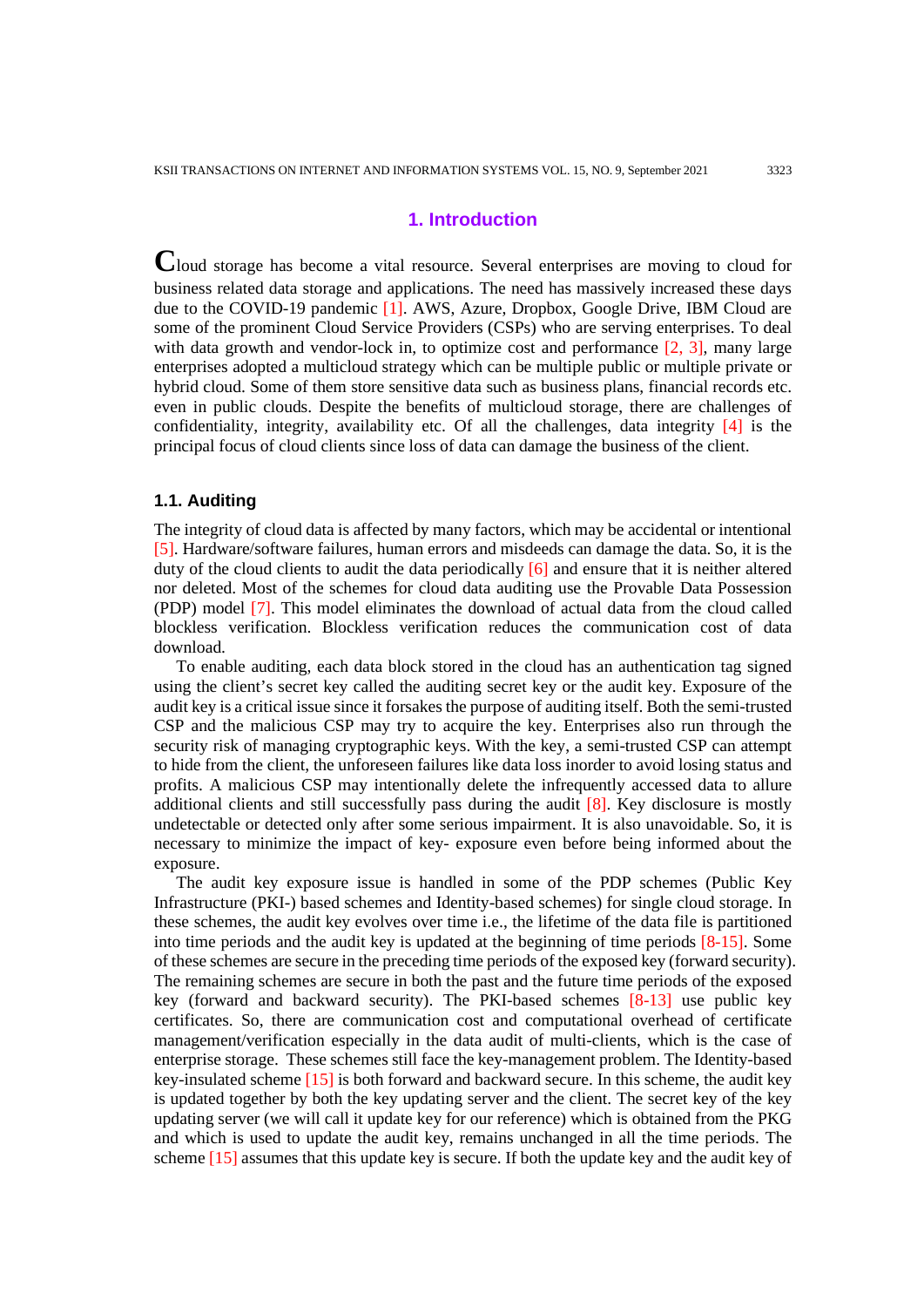## 1. Introduction

Cloud storage has become a vital resource. Several enterprises are moving to cloud for business related data storage and applications. The need has massively increased these days due to the COVID-19 pandemic [1]. AWS, Azure, Dropbox, Google Drive, IBM Cloud are some of the prominent Cloud Service Providers (CSPs) who are serving enterprises. To deal with data growth and vendor-lock in, to optimize cost and performance [2, 3], many large enterprises adopted a multicloud strategy which can be multiple public or multiple private or hybrid cloud. Some of them store sensitive data such as business plans, financial records etc. even in public clouds. Despite the benefits of multicloud storage, there are challenges of confidentiality, integrity, availability etc. Of all the challenges, data integrity [4] is the principal focus of cloud clients since loss of data can damage the business of the client.

### 1.1. Auditing

The integrity of cloud data is affected by many factors, which may be accidental or intentional [5]. Hardware/software failures, human errors and misdeeds can damage the data. So, it is the duty of the cloud clients to audit the data periodically [6] and ensure that it is neither altered nor deleted. Most of the schemes for cloud data auditing use the Provable Data Possession (PDP) model [7]. This model eliminates the download of actual data from the cloud called blockless verification. Blockless verification reduces the communication cost of data download.

To enable auditing, each data block stored in the cloud has an authentication tag signed using the client's secret key called the auditing secret key or the audit key. Exposure of the audit key is a critical issue since it forsakes the purpose of auditing itself. Both the semi-trusted CSP and the malicious CSP may try to acquire the key. Enterprises also run through the security risk of managing cryptographic keys. With the key, a semi-trusted CSP can attempt to hide from the client, the unforeseen failures like data loss inorder to avoid losing status and profits. A malicious CSP may intentionally delete the infrequently accessed data to allure additional clients and still successfully pass during the audit [8]. Key disclosure is mostly undetectable or detected only after some serious impairment. It is also unavoidable. So, it is necessary to minimize the impact of key- exposure even before being informed about the exposure.

The audit key exposure issue is handled in some of the PDP schemes (Public Key Infrastructure (PKI-) based schemes and Identity-based schemes) for single cloud storage. In these schemes, the audit key evolves over time i.e., the lifetime of the data file is partitioned into time periods and the audit key is updated at the beginning of time periods [8-15]. Some of these schemes are secure in the preceding time periods of the exposed key (forward security). The remaining schemes are secure in both the past and the future time periods of the exposed key (forward and backward security). The PKI-based schemes [8-13] use public key certificates. So, there are communication cost and computational overhead of certificate management/verification especially in the data audit of multi-clients, which is the case of enterprise storage. These schemes still face the key-management problem. The Identity-based key-insulated scheme [15] is both forward and backward secure. In this scheme, the audit key is updated together by both the key updating server and the client. The secret key of the key updating server (we will call it update key for our reference) which is obtained from the PKG and which is used to update the audit key, remains unchanged in all the time periods. The scheme [15] assumes that this update key is secure. If both the update key and the audit key of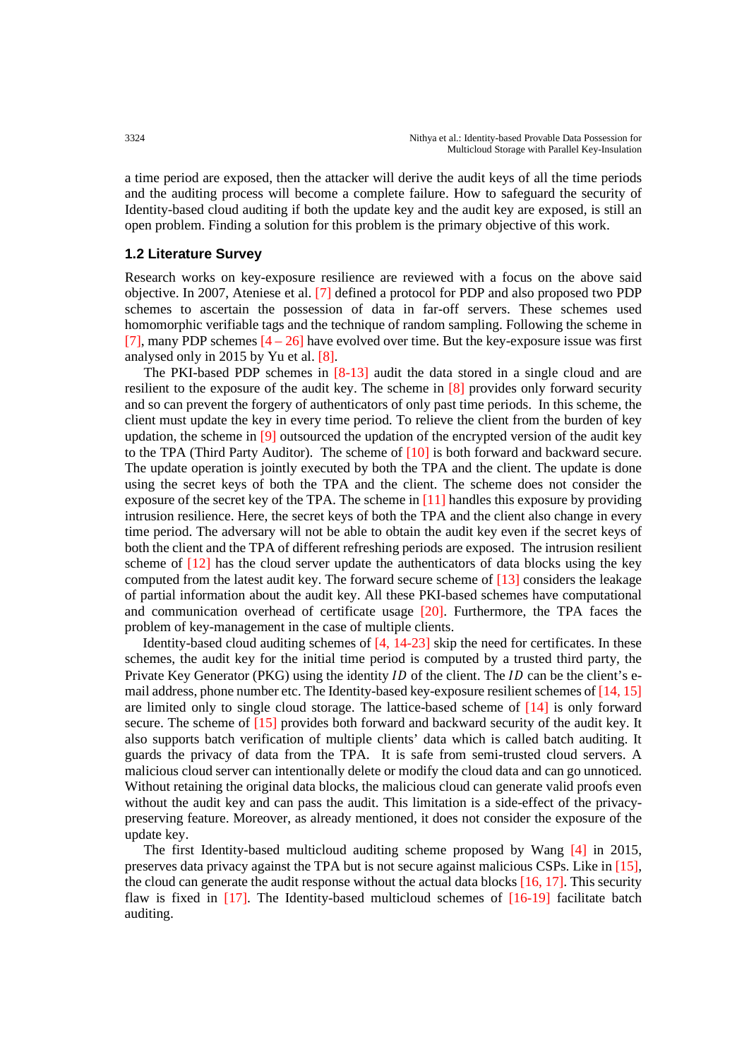a time period are exposed, then the attacker will derive the audit keys of all the time periods and the auditing process will become a complete failure. How to safeguard the security of Identity-based cloud auditing if both the update key and the audit key are exposed, is still an open problem. Finding a solution for this problem is the primary objective of this work.

### 1.2 Literature Survey

Research works on key-exposure resilience are reviewed with a focus on the above said objective. In 2007, Ateniese et al. [7] defined a protocol for PDP and also proposed two PDP schemes to ascertain the possession of data in far-off servers. These schemes used homomorphic verifiable tags and the technique of random sampling. Following the scheme in [7], many PDP schemes [4 – 26] have evolved over time. But the key-exposure issue was first analysed only in 2015 by Yu et al. [8].

The PKI-based PDP schemes in [8-13] audit the data stored in a single cloud and are resilient to the exposure of the audit key. The scheme in [8] provides only forward security and so can prevent the forgery of authenticators of only past time periods. In this scheme, the client must update the key in every time period. To relieve the client from the burden of key updation, the scheme in [9] outsourced the updation of the encrypted version of the audit key to the TPA (Third Party Auditor). The scheme of [10] is both forward and backward secure. The update operation is jointly executed by both the TPA and the client. The update is done using the secret keys of both the TPA and the client. The scheme does not consider the exposure of the secret key of the TPA. The scheme in [11] handles this exposure by providing intrusion resilience. Here, the secret keys of both the TPA and the client also change in every time period. The adversary will not be able to obtain the audit key even if the secret keys of both the client and the TPA of different refreshing periods are exposed. The intrusion resilient scheme of [12] has the cloud server update the authenticators of data blocks using the key computed from the latest audit key. The forward secure scheme of [13] considers the leakage of partial information about the audit key. All these PKI-based schemes have computational and communication overhead of certificate usage [20]. Furthermore, the TPA faces the problem of key-management in the case of multiple clients.

Identity-based cloud auditing schemes of [4, 14-23] skip the need for certificates. In these schemes, the audit key for the initial time period is computed by a trusted third party, the Private Key Generator (PKG) using the identity $ID$ of the client. The $ID$ can be the client's e-mail address, phone number etc. The Identity-based key-exposure resilient schemes of [14, 15] are limited only to single cloud storage. The lattice-based scheme of [14] is only forward secure. The scheme of [15] provides both forward and backward security of the audit key. It also supports batch verification of multiple clients' data which is called batch auditing. It guards the privacy of data from the TPA. It is safe from semi-trusted cloud servers. A malicious cloud server can intentionally delete or modify the cloud data and can go unnoticed. Without retaining the original data blocks, the malicious cloud can generate valid proofs even without the audit key and can pass the audit. This limitation is a side-effect of the privacy-preserving feature. Moreover, as already mentioned, it does not consider the exposure of the update key.

The first Identity-based multicloud auditing scheme proposed by Wang [4] in 2015, preserves data privacy against the TPA but is not secure against malicious CSPs. Like in [15], the cloud can generate the audit response without the actual data blocks [16, 17]. This security flaw is fixed in [17]. The Identity-based multicloud schemes of [16-19] facilitate batch auditing.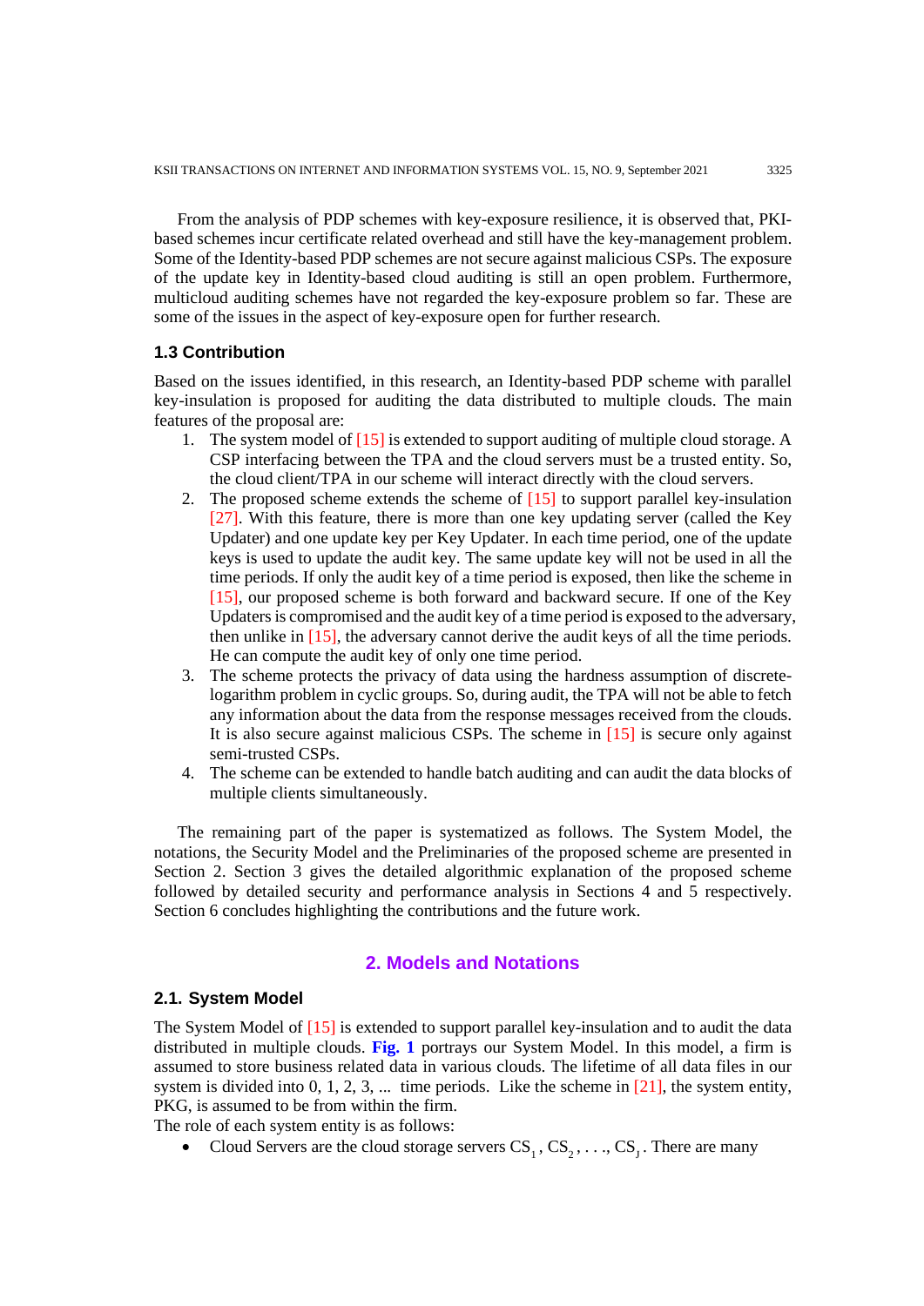From the analysis of PDP schemes with key-exposure resilience, it is observed that, PKI-based schemes incur certificate related overhead and still have the key-management problem. Some of the Identity-based PDP schemes are not secure against malicious CSPs. The exposure of the update key in Identity-based cloud auditing is still an open problem. Furthermore, multicloud auditing schemes have not regarded the key-exposure problem so far. These are some of the issues in the aspect of key-exposure open for further research.

### 1.3 Contribution

Based on the issues identified, in this research, an Identity-based PDP scheme with parallel key-insulation is proposed for auditing the data distributed to multiple clouds. The main features of the proposal are:

1. The system model of [15] is extended to support auditing of multiple cloud storage. A CSP interfacing between the TPA and the cloud servers must be a trusted entity. So, the cloud client/TPA in our scheme will interact directly with the cloud servers.
2. The proposed scheme extends the scheme of [15] to support parallel key-insulation [27]. With this feature, there is more than one key updating server (called the Key Updater) and one update key per Key Updater. In each time period, one of the update keys is used to update the audit key. The same update key will not be used in all the time periods. If only the audit key of a time period is exposed, then like the scheme in [15], our proposed scheme is both forward and backward secure. If one of the Key Updaters is compromised and the audit key of a time period is exposed to the adversary, then unlike in [15], the adversary cannot derive the audit keys of all the time periods. He can compute the audit key of only one time period.
3. The scheme protects the privacy of data using the hardness assumption of discrete-logarithm problem in cyclic groups. So, during audit, the TPA will not be able to fetch any information about the data from the response messages received from the clouds. It is also secure against malicious CSPs. The scheme in [15] is secure only against semi-trusted CSPs.
4. The scheme can be extended to handle batch auditing and can audit the data blocks of multiple clients simultaneously.

The remaining part of the paper is systematized as follows. The System Model, the notations, the Security Model and the Preliminaries of the proposed scheme are presented in Section 2. Section 3 gives the detailed algorithmic explanation of the proposed scheme followed by detailed security and performance analysis in Sections 4 and 5 respectively. Section 6 concludes highlighting the contributions and the future work.

## 2. Models and Notations

### 2.1. System Model

The System Model of [15] is extended to support parallel key-insulation and to audit the data distributed in multiple clouds. **Fig. 1** portrays our System Model. In this model, a firm is assumed to store business related data in various clouds. The lifetime of all data files in our system is divided into 0, 1, 2, 3, ... time periods. Like the scheme in [21], the system entity, PKG, is assumed to be from within the firm.

The role of each system entity is as follows:

- Cloud Servers are the cloud storage servers $CS_1, CS_2, \ldots, CS_J$. There are many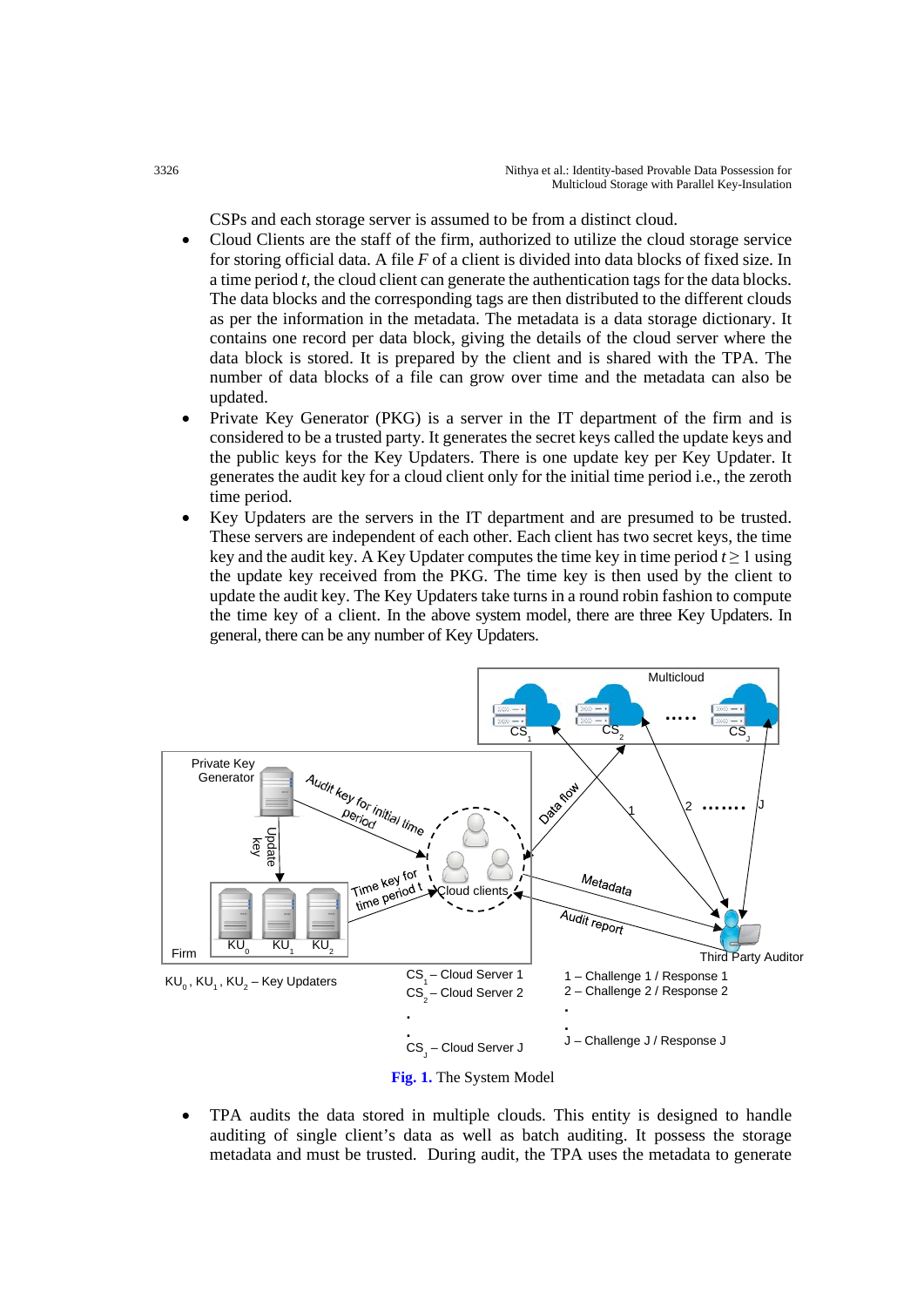CSPs and each storage server is assumed to be from a distinct cloud.

- Cloud Clients are the staff of the firm, authorized to utilize the cloud storage service for storing official data. A file *F* of a client is divided into data blocks of fixed size. In a time period *t*, the cloud client can generate the authentication tags for the data blocks. The data blocks and the corresponding tags are then distributed to the different clouds as per the information in the metadata. The metadata is a data storage dictionary. It contains one record per data block, giving the details of the cloud server where the data block is stored. It is prepared by the client and is shared with the TPA. The number of data blocks of a file can grow over time and the metadata can also be updated.
- Private Key Generator (PKG) is a server in the IT department of the firm and is considered to be a trusted party. It generates the secret keys called the update keys and the public keys for the Key Updaters. There is one update key per Key Updater. It generates the audit key for a cloud client only for the initial time period i.e., the zeroth time period.
- Key Updaters are the servers in the IT department and are presumed to be trusted. These servers are independent of each other. Each client has two secret keys, the time key and the audit key. A Key Updater computes the time key in time period $t \geq 1$ using the update key received from the PKG. The time key is then used by the client to update the audit key. The Key Updaters take turns in a round robin fashion to compute the time key of a client. In the above system model, there are three Key Updaters. In general, there can be any number of Key Updaters.

$KU_0$, $KU_1$, $KU_2$ – Key Updaters

$CS_1$ – Cloud Server 1
$CS_2$ – Cloud Server 2
.
.
$CS_J$ – Cloud Server J

1 – Challenge 1 / Response 1
2 – Challenge 2 / Response 2
.
.
J – Challenge J / Response J

**Fig. 1.** The System Model

- TPA audits the data stored in multiple clouds. This entity is designed to handle auditing of single client's data as well as batch auditing. It possess the storage metadata and must be trusted. During audit, the TPA uses the metadata to generate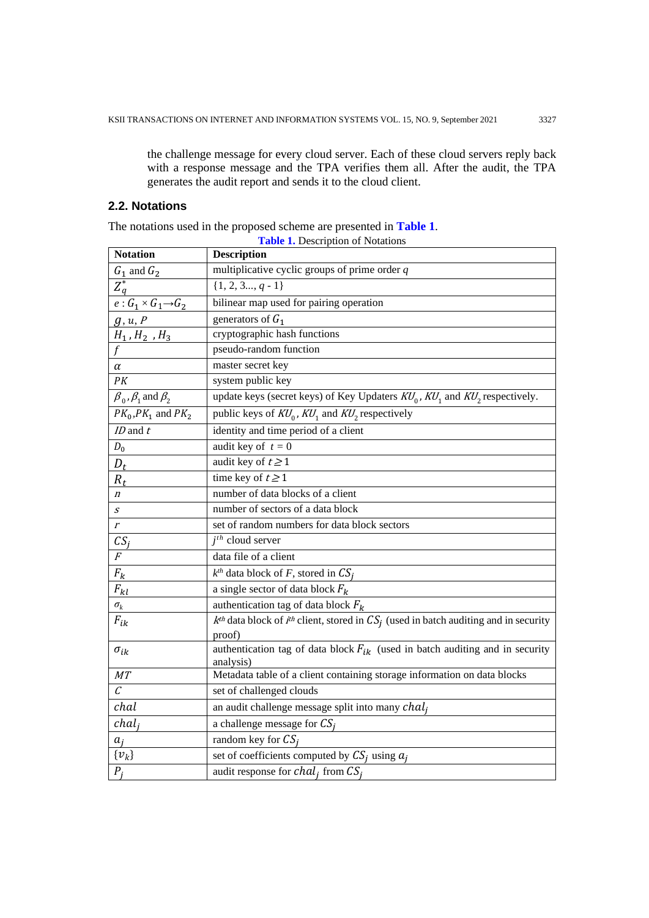the challenge message for every cloud server. Each of these cloud servers reply back with a response message and the TPA verifies them all. After the audit, the TPA generates the audit report and sends it to the cloud client.

### 2.2. Notations

The notations used in the proposed scheme are presented in **Table 1**.

**Table 1.** Description of Notations

| Notation | Description |
|---|---|
| $G_1$ and $G_2$ | multiplicative cyclic groups of prime order $q$ |
| $Z_q^*$ | $\{1, 2, 3..., q - 1\}$ |
| $e : G_1 \times G_1 \rightarrow G_2$ | bilinear map used for pairing operation |
| $g, u, P$ | generators of $G_1$ |
| $H_1, H_2, H_3$ | cryptographic hash functions |
| $f$ | pseudo-random function |
| $\alpha$ | master secret key |
| $PK$ | system public key |
| $\beta_0, \beta_1$ and $\beta_2$ | update keys (secret keys) of Key Updaters $KU_0$, $KU_1$ and $KU_2$ respectively. |
| $PK_0, PK_1$ and $PK_2$ | public keys of $KU_0$, $KU_1$ and $KU_2$ respectively |
| $ID$ and $t$ | identity and time period of a client |
| $D_0$ | audit key of $t = 0$ |
| $D_t$ | audit key of $t \geq 1$ |
| $R_t$ | time key of $t \geq 1$ |
| $n$ | number of data blocks of a client |
| $s$ | number of sectors of a data block |
| $r$ | set of random numbers for data block sectors |
| $CS_j$ | $j^{th}$ cloud server |
| $F$ | data file of a client |
| $F_k$ | $k^{th}$ data block of $F$, stored in $CS_j$ |
| $F_{kl}$ | a single sector of data block $F_k$ |
| $\sigma_k$ | authentication tag of data block $F_k$ |
| $F_{ik}$ | $k^{th}$ data block of $i^{th}$ client, stored in $CS_j$ (used in batch auditing and in security proof) |
| $\sigma_{ik}$ | authentication tag of data block $F_{ik}$ (used in batch auditing and in security analysis) |
| $MT$ | Metadata table of a client containing storage information on data blocks |
| $C$ | set of challenged clouds |
| $chal$ | an audit challenge message split into many $chal_j$ |
| $chal_j$ | a challenge message for $CS_j$ |
| $a_j$ | random key for $CS_j$ |
| $\{v_k\}$ | set of coefficients computed by $CS_j$ using $a_j$ |
| $P_j$ | audit response for $chal_j$ from $CS_j$ |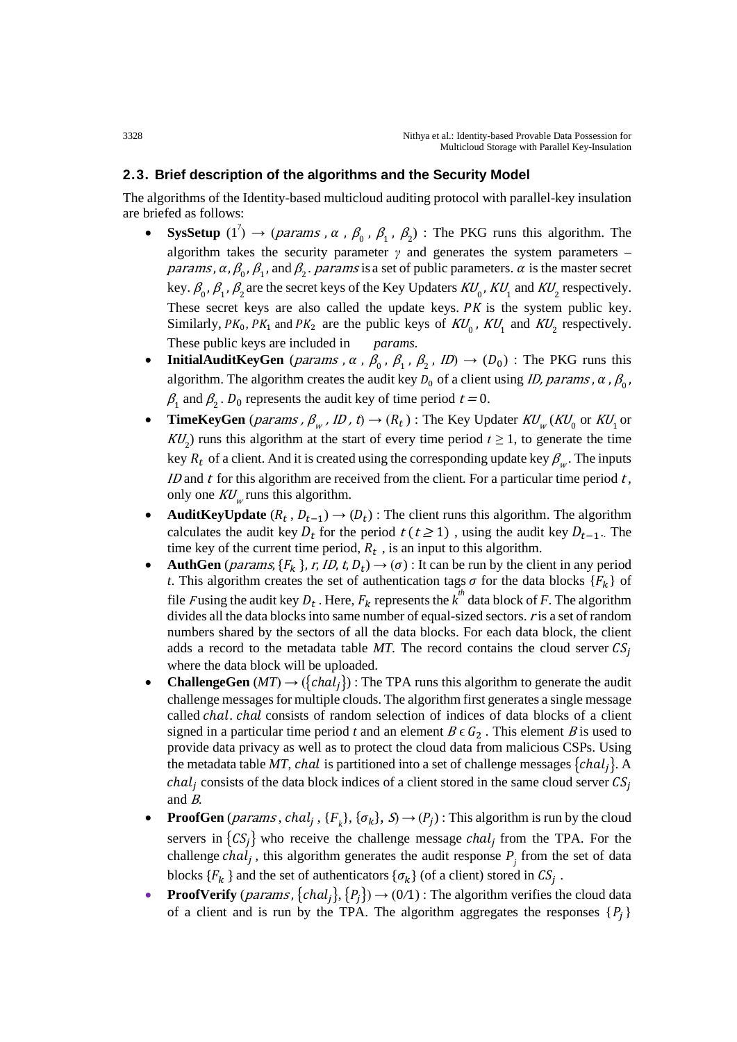## 2.3. Brief description of the algorithms and the Security Model

The algorithms of the Identity-based multicloud auditing protocol with parallel-key insulation are briefed as follows:

- **SysSetup** $(1^{\gamma}) \rightarrow (params, \alpha, \beta_0, \beta_1, \beta_2)$ : The PKG runs this algorithm. The algorithm takes the security parameter $\gamma$ and generates the system parameters – $params$, $\alpha$, $\beta_0$, $\beta_1$, and $\beta_2$. $params$ is a set of public parameters. $\alpha$ is the master secret key. $\beta_0$, $\beta_1$, $\beta_2$ are the secret keys of the Key Updaters $KU_0$, $KU_1$ and $KU_2$ respectively. These secret keys are also called the update keys. $PK$ is the system public key. Similarly, $PK_0$, $PK_1$ and $PK_2$ are the public keys of $KU_0$, $KU_1$ and $KU_2$ respectively. These public keys are included in *params.*
- **InitialAuditKeyGen** $(params, \alpha, \beta_0, \beta_1, \beta_2, ID) \rightarrow (D_0)$ : The PKG runs this algorithm. The algorithm creates the audit key $D_0$ of a client using $ID$, $params$, $\alpha$, $\beta_0$, $\beta_1$ and $\beta_2$. $D_0$ represents the audit key of time period $t = 0$.
- **TimeKeyGen** $(params, \beta_w, ID, t) \rightarrow (R_t)$ : The Key Updater $KU_w$ ($KU_0$ or $KU_1$ or $KU_2$) runs this algorithm at the start of every time period $t \geq 1$, to generate the time key $R_t$ of a client. And it is created using the corresponding update key $\beta_w$. The inputs $ID$ and $t$ for this algorithm are received from the client. For a particular time period $t$, only one $KU_w$ runs this algorithm.
- **AuditKeyUpdate** $(R_t, D_{t-1}) \rightarrow (D_t)$ : The client runs this algorithm. The algorithm calculates the audit key $D_t$ for the period $t\ (t \geq 1)$ , using the audit key $D_{t-1}$. The time key of the current time period, $R_t$ , is an input to this algorithm.
- **AuthGen** $(params, \{F_k\}, r, ID, t, D_t) \rightarrow (\sigma)$ : It can be run by the client in any period $t$. This algorithm creates the set of authentication tags $\sigma$ for the data blocks $\{F_k\}$ of file $F$ using the audit key $D_t$. Here, $F_k$ represents the $k^{th}$ data block of $F$. The algorithm divides all the data blocks into same number of equal-sized sectors. $r$ is a set of random numbers shared by the sectors of all the data blocks. For each data block, the client adds a record to the metadata table $MT$. The record contains the cloud server $CS_j$ where the data block will be uploaded.
- **ChallengeGen** $(MT) \rightarrow (\{chal_j\})$ : The TPA runs this algorithm to generate the audit challenge messages for multiple clouds. The algorithm first generates a single message called $chal$. $chal$ consists of random selection of indices of data blocks of a client signed in a particular time period $t$ and an element $B \in G_2$ . This element $B$ is used to provide data privacy as well as to protect the cloud data from malicious CSPs. Using the metadata table $MT$, $chal$ is partitioned into a set of challenge messages $\{chal_j\}$. A $chal_j$ consists of the data block indices of a client stored in the same cloud server $CS_j$ and $B$.
- **ProofGen** $(params, chal_j, \{F_k\}, \{\sigma_k\}, S) \rightarrow (P_j)$ : This algorithm is run by the cloud servers in $\{CS_j\}$ who receive the challenge message $chal_j$ from the TPA. For the challenge $chal_j$, this algorithm generates the audit response $P_j$ from the set of data blocks $\{F_k\}$ and the set of authenticators $\{\sigma_k\}$ (of a client) stored in $CS_j$ .
- **ProofVerify** $(params, \{chal_j\}, \{P_j\}) \rightarrow (0/1)$ : The algorithm verifies the cloud data of a client and is run by the TPA. The algorithm aggregates the responses $\{P_j\}$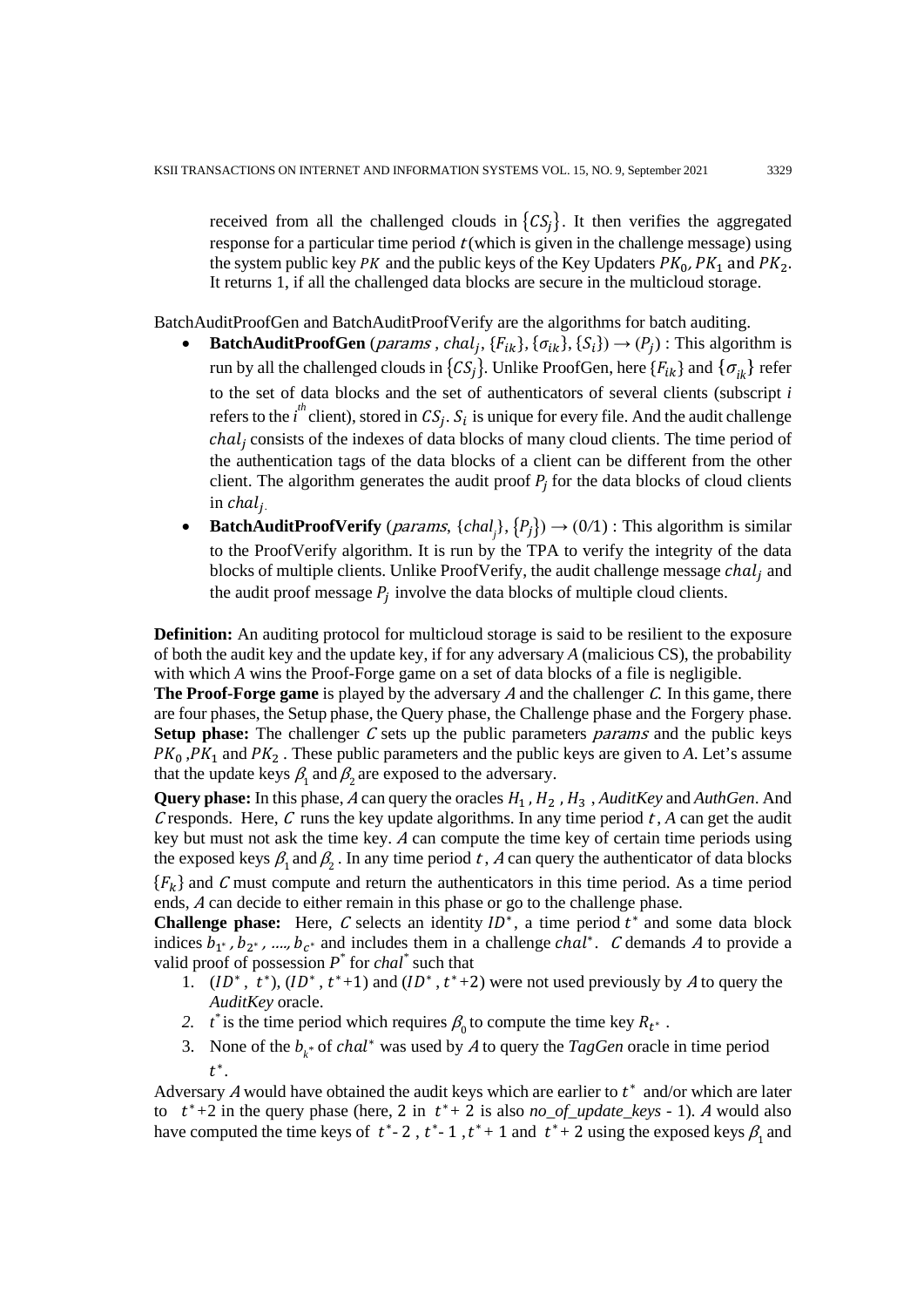received from all the challenged clouds in $\{CS_j\}$. It then verifies the aggregated response for a particular time period $t$ (which is given in the challenge message) using the system public key $PK$ and the public keys of the Key Updaters $PK_0$, $PK_1$ and $PK_2$. It returns 1, if all the challenged data blocks are secure in the multicloud storage.

BatchAuditProofGen and BatchAuditProofVerify are the algorithms for batch auditing.

- **BatchAuditProofGen** ($params$ , $chal_j$, $\{F_{ik}\}$, $\{\sigma_{ik}\}$, $\{S_i\}$) $\rightarrow$ ($P_j$) : This algorithm is run by all the challenged clouds in $\{CS_j\}$. Unlike ProofGen, here $\{F_{ik}\}$ and $\{\sigma_{ik}\}$ refer to the set of data blocks and the set of authenticators of several clients (subscript *i* refers to the $i^{th}$ client), stored in $CS_j$. $S_i$ is unique for every file. And the audit challenge $chal_j$ consists of the indexes of data blocks of many cloud clients. The time period of the authentication tags of the data blocks of a client can be different from the other client. The algorithm generates the audit proof $P_j$ for the data blocks of cloud clients in $chal_j$.
- **BatchAuditProofVerify** ($params$, $\{chal_j\}$, $\{P_j\}$) $\rightarrow$ (0/1) : This algorithm is similar to the ProofVerify algorithm. It is run by the TPA to verify the integrity of the data blocks of multiple clients. Unlike ProofVerify, the audit challenge message $chal_j$ and the audit proof message $P_j$ involve the data blocks of multiple cloud clients.

**Definition:** An auditing protocol for multicloud storage is said to be resilient to the exposure of both the audit key and the update key, if for any adversary *A* (malicious CS), the probability with which *A* wins the Proof-Forge game on a set of data blocks of a file is negligible.

**The Proof-Forge game** is played by the adversary $A$ and the challenger $C$. In this game, there are four phases, the Setup phase, the Query phase, the Challenge phase and the Forgery phase.

**Setup phase:** The challenger $C$ sets up the public parameters $params$ and the public keys $PK_0$ ,$PK_1$ and $PK_2$ . These public parameters and the public keys are given to *A*. Let's assume that the update keys $\beta_1$ and $\beta_2$ are exposed to the adversary.

**Query phase:** In this phase, *A* can query the oracles $H_1$ , $H_2$ , $H_3$ , *AuditKey* and *AuthGen*. And $C$ responds. Here, $C$ runs the key update algorithms. In any time period $t$ , $A$ can get the audit key but must not ask the time key. $A$ can compute the time key of certain time periods using the exposed keys $\beta_1$ and $\beta_2$ . In any time period $t$ , $A$ can query the authenticator of data blocks $\{F_k\}$ and $C$ must compute and return the authenticators in this time period. As a time period ends, $A$ can decide to either remain in this phase or go to the challenge phase.

**Challenge phase:** Here, $C$ selects an identity $ID^*$, a time period $t^*$ and some data block indices $b_{1^*}$ , $b_{2^*}$ , ...., $b_{c^*}$ and includes them in a challenge $chal^*$. $C$ demands $A$ to provide a valid proof of possession $P^*$ for $chal^*$ such that

1. ($ID^*$ , $t^*$), ($ID^*$ , $t^*$+1) and ($ID^*$ , $t^*$+2) were not used previously by $A$ to query the *AuditKey* oracle.
2. $t^*$ is the time period which requires $\beta_0$ to compute the time key $R_{t^*}$ .
3. None of the $b_{k^*}$ of $chal^*$ was used by $A$ to query the *TagGen* oracle in time period $t^*$.

Adversary $A$ would have obtained the audit keys which are earlier to $t^*$ and/or which are later to $t^*$+2 in the query phase (here, 2 in $t^*$+ 2 is also *no_of_update_keys* - 1). $A$ would also have computed the time keys of $t^*$- 2 , $t^*$- 1 ,$t^*$+ 1 and $t^*$+ 2 using the exposed keys $\beta_1$ and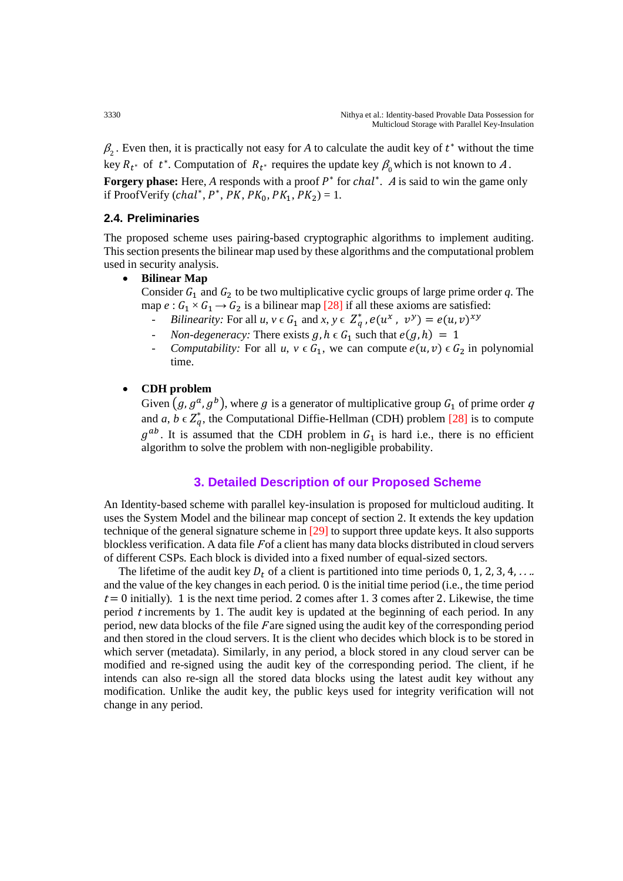$\beta_2$. Even then, it is practically not easy for $A$ to calculate the audit key of $t^*$ without the time key $R_{t^*}$ of $t^*$. Computation of $R_{t^*}$ requires the update key $\beta_0$ which is not known to $A$.

**Forgery phase:** Here, $A$ responds with a proof $P^*$ for $chal^*$. $A$ is said to win the game only if ProofVerify $(chal^*, P^*, PK, PK_0, PK_1, PK_2) = 1$.

### 2.4. Preliminaries

The proposed scheme uses pairing-based cryptographic algorithms to implement auditing. This section presents the bilinear map used by these algorithms and the computational problem used in security analysis.

- **Bilinear Map**
  Consider $G_1$ and $G_2$ to be two multiplicative cyclic groups of large prime order $q$. The map $e : G_1 \times G_1 \rightarrow G_2$ is a bilinear map [28] if all these axioms are satisfied:
  - *Bilinearity:* For all $u, v \in G_1$ and $x, y \in Z_q^*$, $e(u^x, v^y) = e(u, v)^{xy}$
  - *Non-degeneracy:* There exists $g, h \in G_1$ such that $e(g, h) = 1$
  - *Computability:* For all $u, v \in G_1$, we can compute $e(u, v) \in G_2$ in polynomial time.

- **CDH problem**
  Given $(g, g^a, g^b)$, where $g$ is a generator of multiplicative group $G_1$ of prime order $q$ and $a, b \in Z_q^*$, the Computational Diffie-Hellman (CDH) problem [28] is to compute $g^{ab}$. It is assumed that the CDH problem in $G_1$ is hard i.e., there is no efficient algorithm to solve the problem with non-negligible probability.

## 3. Detailed Description of our Proposed Scheme

An Identity-based scheme with parallel key-insulation is proposed for multicloud auditing. It uses the System Model and the bilinear map concept of section 2. It extends the key updation technique of the general signature scheme in [29] to support three update keys. It also supports blockless verification. A data file $F$ of a client has many data blocks distributed in cloud servers of different CSPs. Each block is divided into a fixed number of equal-sized sectors.

The lifetime of the audit key $D_t$ of a client is partitioned into time periods $0, 1, 2, 3, 4, \ldots$ and the value of the key changes in each period. 0 is the initial time period (i.e., the time period $t = 0$ initially). 1 is the next time period. 2 comes after 1. 3 comes after 2. Likewise, the time period $t$ increments by 1. The audit key is updated at the beginning of each period. In any period, new data blocks of the file $F$ are signed using the audit key of the corresponding period and then stored in the cloud servers. It is the client who decides which block is to be stored in which server (metadata). Similarly, in any period, a block stored in any cloud server can be modified and re-signed using the audit key of the corresponding period. The client, if he intends can also re-sign all the stored data blocks using the latest audit key without any modification. Unlike the audit key, the public keys used for integrity verification will not change in any period.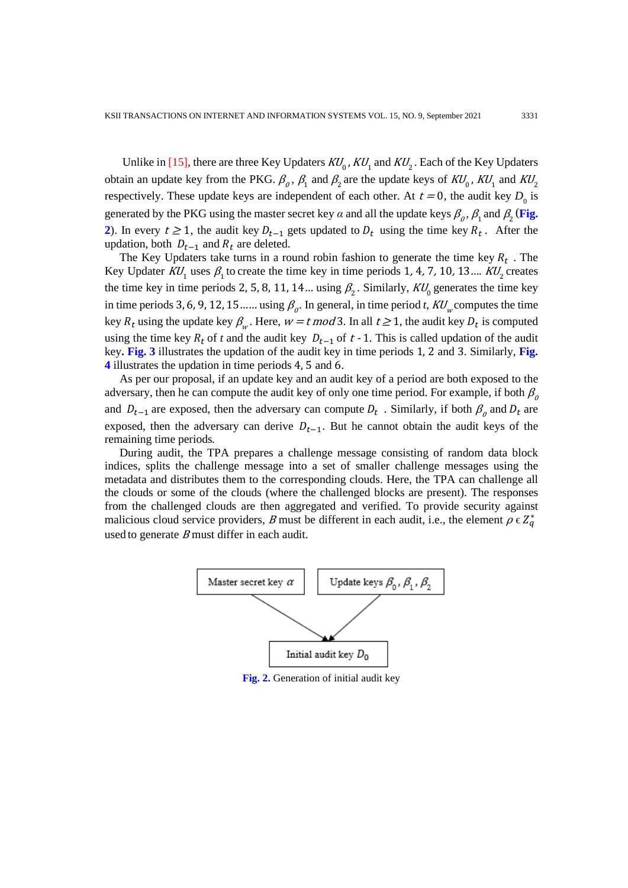Unlike in [15], there are three Key Updaters $KU_0$, $KU_1$ and $KU_2$. Each of the Key Updaters obtain an update key from the PKG. $\beta_0$, $\beta_1$ and $\beta_2$ are the update keys of $KU_0$, $KU_1$ and $KU_2$ respectively. These update keys are independent of each other. At $t = 0$, the audit key $D_0$ is generated by the PKG using the master secret key $\alpha$ and all the update keys $\beta_0$, $\beta_1$ and $\beta_2$ (Fig. 2). In every $t \geq 1$, the audit key $D_{t-1}$ gets updated to $D_t$ using the time key $R_t$. After the updation, both $D_{t-1}$ and $R_t$ are deleted.

The Key Updaters take turns in a round robin fashion to generate the time key $R_t$. The Key Updater $KU_1$ uses $\beta_1$ to create the time key in time periods $1, 4, 7, 10, 13 \ldots$. $KU_2$ creates the time key in time periods $2, 5, 8, 11, 14 \ldots$ using $\beta_2$. Similarly, $KU_0$ generates the time key in time periods $3, 6, 9, 12, 15 \ldots\ldots$ using $\beta_0$. In general, in time period $t$, $KU_w$ computes the time key $R_t$ using the update key $\beta_w$. Here, $w = t \bmod 3$. In all $t \geq 1$, the audit key $D_t$ is computed using the time key $R_t$ of $t$ and the audit key $D_{t-1}$ of $t$ - 1. This is called updation of the audit key. Fig. 3 illustrates the updation of the audit key in time periods 1, 2 and 3. Similarly, Fig. 4 illustrates the updation in time periods 4, 5 and 6.

As per our proposal, if an update key and an audit key of a period are both exposed to the adversary, then he can compute the audit key of only one time period. For example, if both $\beta_0$ and $D_{t-1}$ are exposed, then the adversary can compute $D_t$. Similarly, if both $\beta_0$ and $D_t$ are exposed, then the adversary can derive $D_{t-1}$. But he cannot obtain the audit keys of the remaining time periods.

During audit, the TPA prepares a challenge message consisting of random data block indices, splits the challenge message into a set of smaller challenge messages using the metadata and distributes them to the corresponding clouds. Here, the TPA can challenge all the clouds or some of the clouds (where the challenged blocks are present). The responses from the challenged clouds are then aggregated and verified. To provide security against malicious cloud service providers, $B$ must be different in each audit, i.e., the element $\rho \in Z_q^*$ used to generate $B$ must differ in each audit.

Master secret key $\alpha$

Update keys $\beta_0$, $\beta_1$, $\beta_2$

Initial audit key $D_0$

Fig. 2. Generation of initial audit key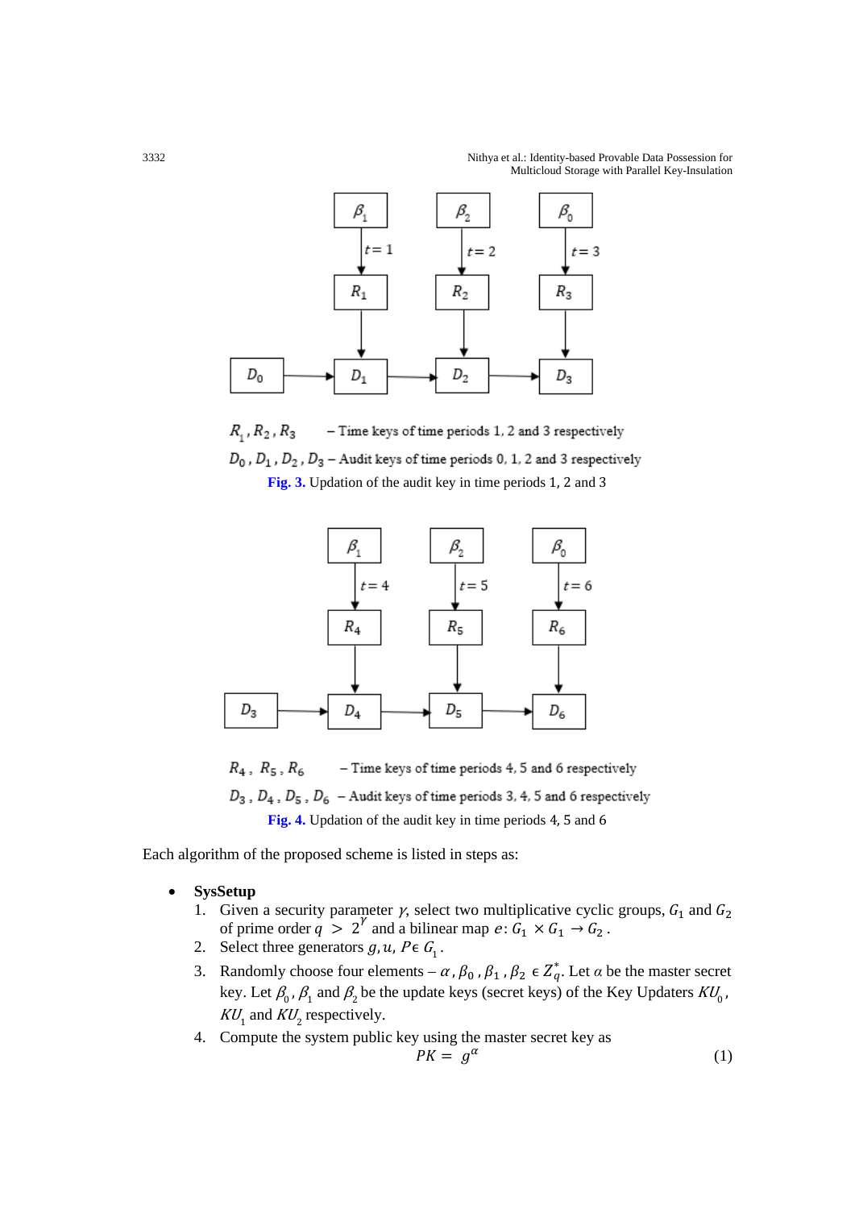$R_1, R_2, R_3$ – Time keys of time periods 1, 2 and 3 respectively

$D_0, D_1, D_2, D_3$ – Audit keys of time periods 0, 1, 2 and 3 respectively

**Fig. 3.** Updation of the audit key in time periods 1, 2 and 3

$R_4, R_5, R_6$ – Time keys of time periods 4, 5 and 6 respectively

$D_3, D_4, D_5, D_6$ – Audit keys of time periods 3, 4, 5 and 6 respectively

**Fig. 4.** Updation of the audit key in time periods 4, 5 and 6

Each algorithm of the proposed scheme is listed in steps as:

- **SysSetup**
  1. Given a security parameter $\gamma$, select two multiplicative cyclic groups, $G_1$ and $G_2$ of prime order $q > 2^{\gamma}$ and a bilinear map $e: G_1 \times G_1 \rightarrow G_2$.
  2. Select three generators $g, u, P \in G_1$.
  3. Randomly choose four elements – $\alpha, \beta_0, \beta_1, \beta_2 \in Z_q^*$. Let $\alpha$ be the master secret key. Let $\beta_0, \beta_1$ and $\beta_2$ be the update keys (secret keys) of the Key Updaters $KU_0$, $KU_1$ and $KU_2$ respectively.
  4. Compute the system public key using the master secret key as

$$PK = g^{\alpha} \tag{1}$$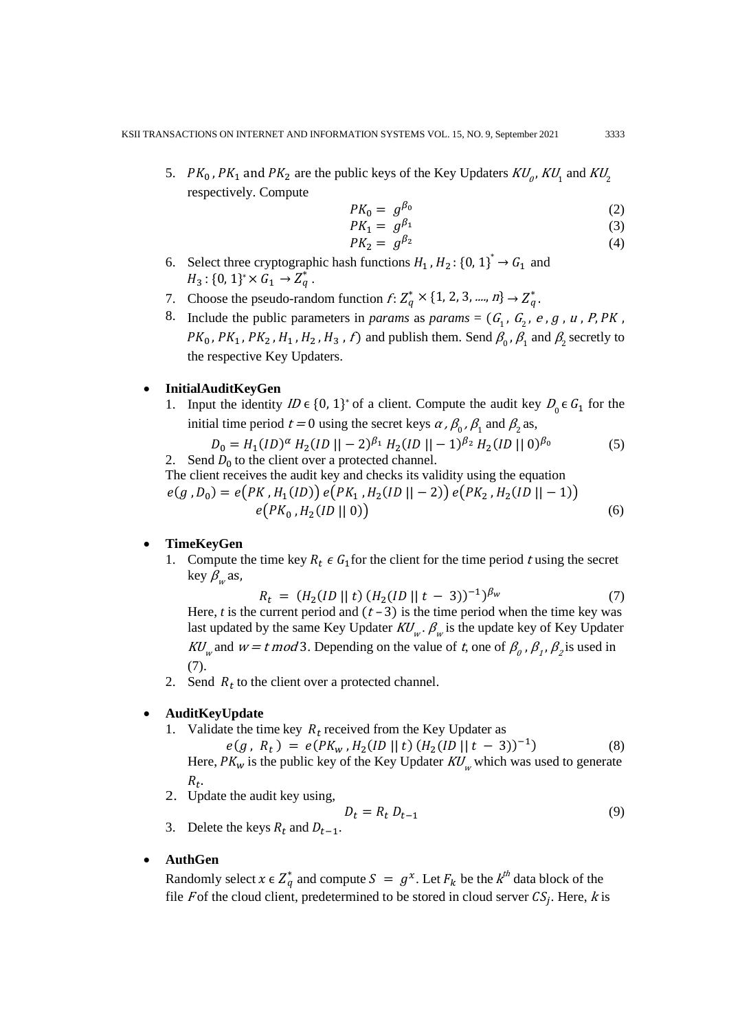5. $PK_0$ , $PK_1$ and $PK_2$ are the public keys of the Key Updaters $KU_0$, $KU_1$ and $KU_2$ respectively. Compute

$$PK_0 = g^{\beta_0} \tag{2}$$

$$PK_1 = g^{\beta_1} \tag{3}$$

$$PK_2 = g^{\beta_2} \tag{4}$$

6. Select three cryptographic hash functions $H_1$ , $H_2$ : $\{0, 1\}^* \rightarrow G_1$ and $H_3$ : $\{0, 1\}^* \times G_1 \rightarrow Z_q^*$ .
7. Choose the pseudo-random function $f$: $Z_q^* \times \{1, 2, 3, ...., n\} \rightarrow Z_q^*$.
8. Include the public parameters in *params* as *params* = ($G_1$ , $G_2$ , $e$ , $g$ , $u$ , $P$, $PK$ , $PK_0$ , $PK_1$ , $PK_2$ , $H_1$ , $H_2$ , $H_3$ , $f$) and publish them. Send $\beta_0$ , $\beta_1$ and $\beta_2$ secretly to the respective Key Updaters.

- **InitialAuditKeyGen**
  1. Input the identity $ID \in \{0, 1\}^*$ of a client. Compute the audit key $D_0 \in G_1$ for the initial time period $t = 0$ using the secret keys $\alpha$ , $\beta_0$ , $\beta_1$ and $\beta_2$ as,

  $$D_0 = H_1(ID)^{\alpha}\, H_2(ID\,||-2)^{\beta_1}\, H_2(ID\,||-1)^{\beta_2}\, H_2(ID\,||\,0)^{\beta_0} \tag{5}$$

  2. Send $D_0$ to the client over a protected channel.

  The client receives the audit key and checks its validity using the equation

  $$e(g\,, D_0) = e\big(PK\,, H_1(ID)\big)\, e\big(PK_1\,, H_2(ID\,||-2)\big)\, e\big(PK_2\,, H_2(ID\,||-1)\big)\, e\big(PK_0\,, H_2(ID\,||\,0)\big) \tag{6}$$

- **TimeKeyGen**
  1. Compute the time key $R_t \in G_1$ for the client for the time period $t$ using the secret key $\beta_w$ as,

  $$R_t = \big(H_2(ID\,||\,t)\,(H_2(ID\,||\,t-3))^{-1}\big)^{\beta_w} \tag{7}$$

  Here, $t$ is the current period and $(t-3)$ is the time period when the time key was last updated by the same Key Updater $KU_w$. $\beta_w$ is the update key of Key Updater $KU_w$ and $w = t \bmod 3$. Depending on the value of $t$, one of $\beta_0$ , $\beta_1$, $\beta_2$ is used in (7).

  2. Send $R_t$ to the client over a protected channel.

- **AuditKeyUpdate**
  1. Validate the time key $R_t$ received from the Key Updater as

  $$e(g\,,\,R_t) = e(PK_w\,, H_2(ID\,||\,t)\,(H_2(ID\,||\,t-3))^{-1}) \tag{8}$$

  Here, $PK_w$ is the public key of the Key Updater $KU_w$ which was used to generate $R_t$.

  2. Update the audit key using,

  $$D_t = R_t\, D_{t-1} \tag{9}$$

  3. Delete the keys $R_t$ and $D_{t-1}$.

- **AuthGen**

  Randomly select $x \in Z_q^*$ and compute $S = g^x$. Let $F_k$ be the $K^{th}$ data block of the file $F$ of the cloud client, predetermined to be stored in cloud server $CS_j$. Here, $k$ is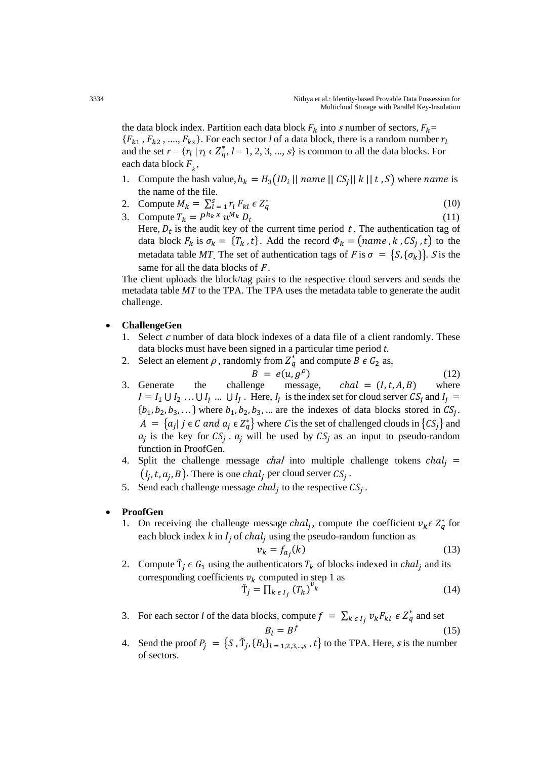the data block index. Partition each data block $F_k$ into $s$ number of sectors, $F_k = \{F_{k1}, F_{k2}, \ldots, F_{ks}\}$. For each sector $l$ of a data block, there is a random number $r_l$ and the set $r = \{r_l \mid r_l \in Z_q^*, l = 1, 2, 3, \ldots, s\}$ is common to all the data blocks. For each data block $F_k$,

1. Compute the hash value, $h_k = H_3(ID_i \,||\, name \,||\, CS_j \,||\, k \,||\, t, S)$ where $name$ is the name of the file.
2. Compute $M_k = \sum_{l=1}^{s} r_l F_{kl} \in Z_q^*$ (10)
3. Compute $T_k = P^{h_k x} u^{M_k} D_t$ (11)

   Here, $D_t$ is the audit key of the current time period $t$. The authentication tag of data block $F_k$ is $\sigma_k = \{T_k, t\}$. Add the record $\Phi_k = (name, k, CS_j, t)$ to the metadata table *MT*. The set of authentication tags of $F$ is $\sigma = \{S, \{\sigma_k\}\}$. $S$ is the same for all the data blocks of $F$.

The client uploads the block/tag pairs to the respective cloud servers and sends the metadata table *MT* to the TPA. The TPA uses the metadata table to generate the audit challenge.

- **ChallengeGen**
  1. Select $c$ number of data block indexes of a data file of a client randomly. These data blocks must have been signed in a particular time period $t$.
  2. Select an element $\rho$, randomly from $Z_q^*$ and compute $B \in G_2$ as,
  $$B = e(u, g^{\rho}) \tag{12}$$
  3. Generate the challenge message, $chal = (I, t, A, B)$ where $I = I_1 \cup I_2 \ldots \cup I_j \ldots \cup I_J$. Here, $I_j$ is the index set for cloud server $CS_j$ and $I_j = \{b_1, b_2, b_3, \ldots\}$ where $b_1, b_2, b_3, \ldots$ are the indexes of data blocks stored in $CS_j$. $A = \{a_j \mid j \in C \text{ and } a_j \in Z_q^*\}$ where $C$ is the set of challenged clouds in $\{CS_j\}$ and $a_j$ is the key for $CS_j$. $a_j$ will be used by $CS_j$ as an input to pseudo-random function in ProofGen.
  4. Split the challenge message *chal* into multiple challenge tokens $chal_j = (I_j, t, a_j, B)$. There is one $chal_j$ per cloud server $CS_j$.
  5. Send each challenge message $chal_j$ to the respective $CS_j$.

- **ProofGen**
  1. On receiving the challenge message $chal_j$, compute the coefficient $v_k \in Z_q^*$ for each block index $k$ in $I_j$ of $chal_j$ using the pseudo-random function as
  $$v_k = f_{a_j}(k) \tag{13}$$
  2. Compute $\check{T}_j \in G_1$ using the authenticators $T_k$ of blocks indexed in $chal_j$ and its corresponding coefficients $v_k$ computed in step 1 as
  $$\check{T}_j = \prod_{k \in I_j} (T_k)^{v_k} \tag{14}$$
  3. For each sector $l$ of the data blocks, compute $f = \sum_{k \in I_j} v_k F_{kl} \in Z_q^*$ and set
  $$B_l = B^f \tag{15}$$
  4. Send the proof $P_j = \{S, \check{T}_j, \{B_l\}_{l=1,2,3,\ldots,s}, t\}$ to the TPA. Here, $s$ is the number of sectors.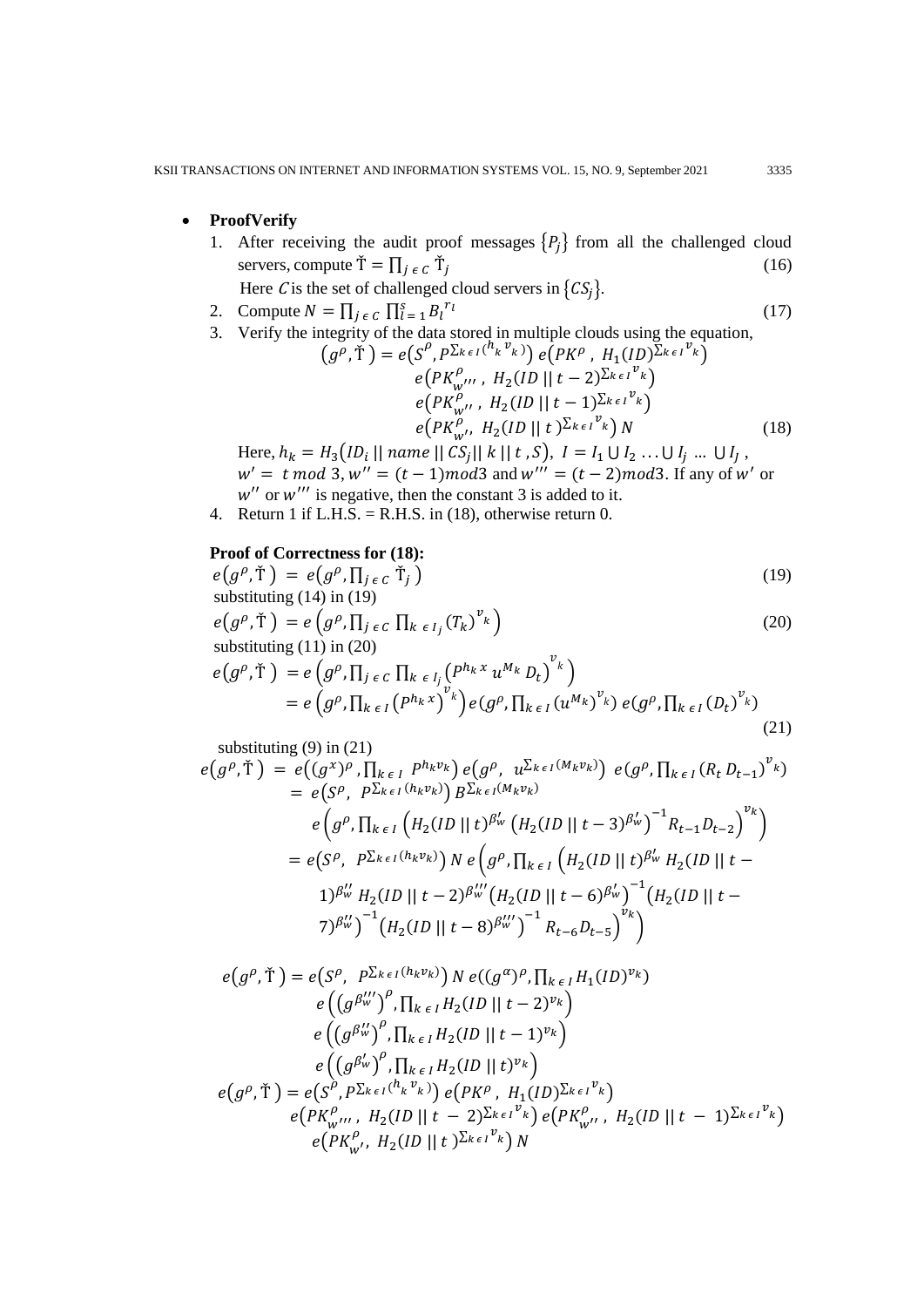- **ProofVerify**
  1. After receiving the audit proof messages $\{P_j\}$ from all the challenged cloud servers, compute $\check{T} = \prod_{j \in C} \check{T}_j$ (16)
     Here $C$ is the set of challenged cloud servers in $\{CS_j\}$.
  2. Compute $N = \prod_{j \in C} \prod_{l=1}^{s} B_l^{r_l}$ (17)
  3. Verify the integrity of the data stored in multiple clouds using the equation,

$$\begin{aligned}(g^{\rho}, \check{T}) = e\left(S^{\rho}, P^{\sum_{k \in I}(h_k v_k)}\right) e\left(PK^{\rho}, H_1(ID)^{\sum_{k \in I} v_k}\right) \\ e\left(PK_{w'''}^{\rho}, H_2(ID \,||\, t-2)^{\sum_{k \in I} v_k}\right) \\ e\left(PK_{w''}^{\rho}, H_2(ID \,||\, t-1)^{\sum_{k \in I} v_k}\right) \\ e\left(PK_{w'}^{\rho}, H_2(ID \,||\, t)^{\sum_{k \in I} v_k}\right) N\end{aligned} \tag{18}$$

     Here, $h_k = H_3(ID_i \,||\, name \,||\, CS_j \,||\, k \,||\, t, S)$, $I = I_1 \cup I_2 \ldots \cup I_j \ldots \cup I_J$, $w' = t \bmod 3$, $w'' = (t-1) \bmod 3$ and $w''' = (t-2) \bmod 3$. If any of $w'$ or $w''$ or $w'''$ is negative, then the constant 3 is added to it.
  4. Return 1 if L.H.S. = R.H.S. in (18), otherwise return 0.

**Proof of Correctness for (18):**

$$e(g^{\rho}, \check{T}) = e\left(g^{\rho}, \prod_{j \in C} \check{T}_j\right) \tag{19}$$

substituting (14) in (19)

$$e(g^{\rho}, \check{T}) = e\left(g^{\rho}, \prod_{j \in C} \prod_{k \in I_j} (T_k)^{v_k}\right) \tag{20}$$

substituting (11) in (20)

$$\begin{aligned}e(g^{\rho}, \check{T}) &= e\left(g^{\rho}, \prod_{j \in C} \prod_{k \in I_j} \left(P^{h_k x} u^{M_k} D_t\right)^{v_k}\right) \\ &= e\left(g^{\rho}, \prod_{k \in I} \left(P^{h_k x}\right)^{v_k}\right) e\left(g^{\rho}, \prod_{k \in I} (u^{M_k})^{v_k}\right) e\left(g^{\rho}, \prod_{k \in I} (D_t)^{v_k}\right)\end{aligned} \tag{21}$$

substituting (9) in (21)

$$\begin{aligned}e(g^{\rho}, \check{T}) &= e\left((g^{x})^{\rho}, \prod_{k \in I} P^{h_k v_k}\right) e\left(g^{\rho}, u^{\sum_{k \in I}(M_k v_k)}\right) e\left(g^{\rho}, \prod_{k \in I} (R_t D_{t-1})^{v_k}\right) \\ &= e\left(S^{\rho}, P^{\sum_{k \in I}(h_k v_k)}\right) B^{\sum_{k \in I}(M_k v_k)} \\ &\quad e\left(g^{\rho}, \prod_{k \in I} \left(H_2(ID \,||\, t)^{\beta'_w} \left(H_2(ID \,||\, t-3)^{\beta'_w}\right)^{-1} R_{t-1} D_{t-2}\right)^{v_k}\right) \\ &= e\left(S^{\rho}, P^{\sum_{k \in I}(h_k v_k)}\right) N\, e\Big(g^{\rho}, \prod_{k \in I} \Big(H_2(ID \,||\, t)^{\beta'_w} H_2(ID \,||\, t-1)^{\beta''_w} H_2(ID \,||\, t-2)^{\beta'''_w} \left(H_2(ID \,||\, t-6)^{\beta'_w}\right)^{-1} \\ &\quad \left(H_2(ID \,||\, t-7)^{\beta''_w}\right)^{-1} \left(H_2(ID \,||\, t-8)^{\beta'''_w}\right)^{-1} R_{t-6} D_{t-5}\Big)^{v_k}\Big)\end{aligned}$$

$$\begin{aligned}e(g^{\rho}, \check{T}) &= e\left(S^{\rho}, P^{\sum_{k \in I}(h_k v_k)}\right) N\, e\left((g^{\alpha})^{\rho}, \prod_{k \in I} H_1(ID)^{v_k}\right) \\ &\quad e\left(\left(g^{\beta'''_w}\right)^{\rho}, \prod_{k \in I} H_2(ID \,||\, t-2)^{v_k}\right) \\ &\quad e\left(\left(g^{\beta''_w}\right)^{\rho}, \prod_{k \in I} H_2(ID \,||\, t-1)^{v_k}\right) \\ &\quad e\left(\left(g^{\beta'_w}\right)^{\rho}, \prod_{k \in I} H_2(ID \,||\, t)^{v_k}\right)\end{aligned}$$

$$\begin{aligned}e(g^{\rho}, \check{T}) &= e\left(S^{\rho}, P^{\sum_{k \in I}(h_k v_k)}\right) e\left(PK^{\rho}, H_1(ID)^{\sum_{k \in I} v_k}\right) \\ &\quad e\left(PK_{w'''}^{\rho}, H_2(ID \,||\, t-2)^{\sum_{k \in I} v_k}\right) e\left(PK_{w''}^{\rho}, H_2(ID \,||\, t-1)^{\sum_{k \in I} v_k}\right) \\ &\quad e\left(PK_{w'}^{\rho}, H_2(ID \,||\, t)^{\sum_{k \in I} v_k}\right) N\end{aligned}$$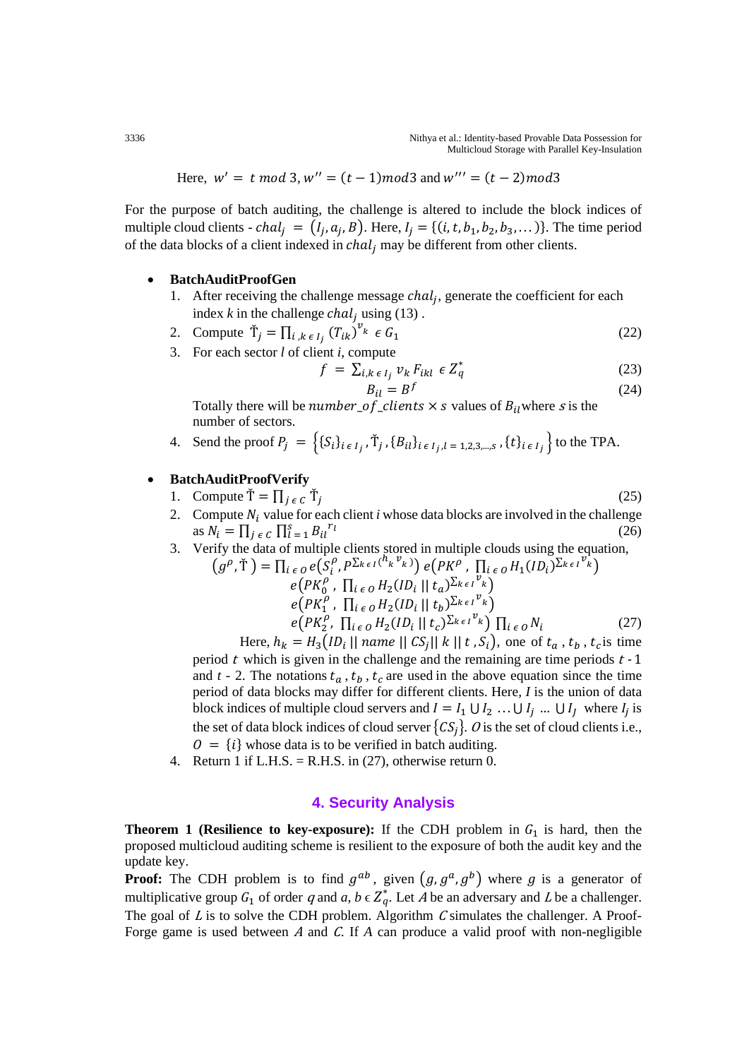Here, $w' = t \bmod 3, w'' = (t-1) mod 3$ and $w''' = (t-2) mod 3$

For the purpose of batch auditing, the challenge is altered to include the block indices of multiple cloud clients - $chal_j = (I_j, a_j, B)$. Here, $I_j = \{(i, t, b_1, b_2, b_3, \dots)\}$. The time period of the data blocks of a client indexed in $chal_j$ may be different from other clients.

- **BatchAuditProofGen**
  1. After receiving the challenge message $chal_j$, generate the coefficient for each index $k$ in the challenge $chal_j$ using (13) .
  2. Compute $\check{T}_j = \prod_{i,k \in I_j} (T_{ik})^{v_k} \in G_1$ (22)
  3. For each sector $l$ of client $i$, compute
  $$f = \sum_{i,k \in I_j} v_k F_{ikl} \in Z_q^* \quad (23)$$
  $$B_{il} = B^f \quad (24)$$
  Totally there will be $number\_of\_clients \times s$ values of $B_{il}$ where $s$ is the number of sectors.
  4. Send the proof $P_j = \left\{ \{S_i\}_{i \in I_j}, \check{T}_j, \{B_{il}\}_{i \in I_j, l=1,2,3,\dots,s}, \{t\}_{i \in I_j} \right\}$ to the TPA.

- **BatchAuditProofVerify**
  1. Compute $\check{T} = \prod_{j \in C} \check{T}_j$ (25)
  2. Compute $N_i$ value for each client $i$ whose data blocks are involved in the challenge as $N_i = \prod_{j \in C} \prod_{l=1}^{s} B_{il}{}^{r_l}$ (26)
  3. Verify the data of multiple clients stored in multiple clouds using the equation,
  $$\begin{aligned}(g^\rho, \check{T}) = \prod_{i \in O} e\left(S_i^\rho, P^{\sum_{k \in I}(h_k v_k)}\right) e\left(PK^\rho, \prod_{i \in O} H_1(ID_i)^{\sum_{k \in I} v_k}\right) \\ e\left(PK_0^\rho, \prod_{i \in O} H_2(ID_i \,||\, t_a)^{\sum_{k \in I} v_k}\right) \\ e\left(PK_1^\rho, \prod_{i \in O} H_2(ID_i \,||\, t_b)^{\sum_{k \in I} v_k}\right) \\ e\left(PK_2^\rho, \prod_{i \in O} H_2(ID_i \,||\, t_c)^{\sum_{k \in I} v_k}\right) \prod_{i \in O} N_i \quad (27)\end{aligned}$$
  Here, $h_k = H_3(ID_i \,||\, name \,||\, CS_j \,||\, k \,||\, t, S_i)$, one of $t_a, t_b, t_c$ is time period $t$ which is given in the challenge and the remaining are time periods $t$ - 1 and $t$ - 2. The notations $t_a, t_b, t_c$ are used in the above equation since the time period of data blocks may differ for different clients. Here, $I$ is the union of data block indices of multiple cloud servers and $I = I_1 \cup I_2 \dots \cup I_j \dots \cup I_J$ where $I_j$ is the set of data block indices of cloud server $\{CS_j\}$. $O$ is the set of cloud clients i.e., $O = \{i\}$ whose data is to be verified in batch auditing.
  4. Return 1 if L.H.S. = R.H.S. in (27), otherwise return 0.

## 4. Security Analysis

**Theorem 1 (Resilience to key-exposure):** If the CDH problem in $G_1$ is hard, then the proposed multicloud auditing scheme is resilient to the exposure of both the audit key and the update key.

**Proof:** The CDH problem is to find $g^{ab}$, given $(g, g^a, g^b)$ where $g$ is a generator of multiplicative group $G_1$ of order $q$ and $a, b \in Z_q^*$. Let $A$ be an adversary and $L$ be a challenger. The goal of $L$ is to solve the CDH problem. Algorithm $C$ simulates the challenger. A Proof-Forge game is used between $A$ and $C$. If $A$ can produce a valid proof with non-negligible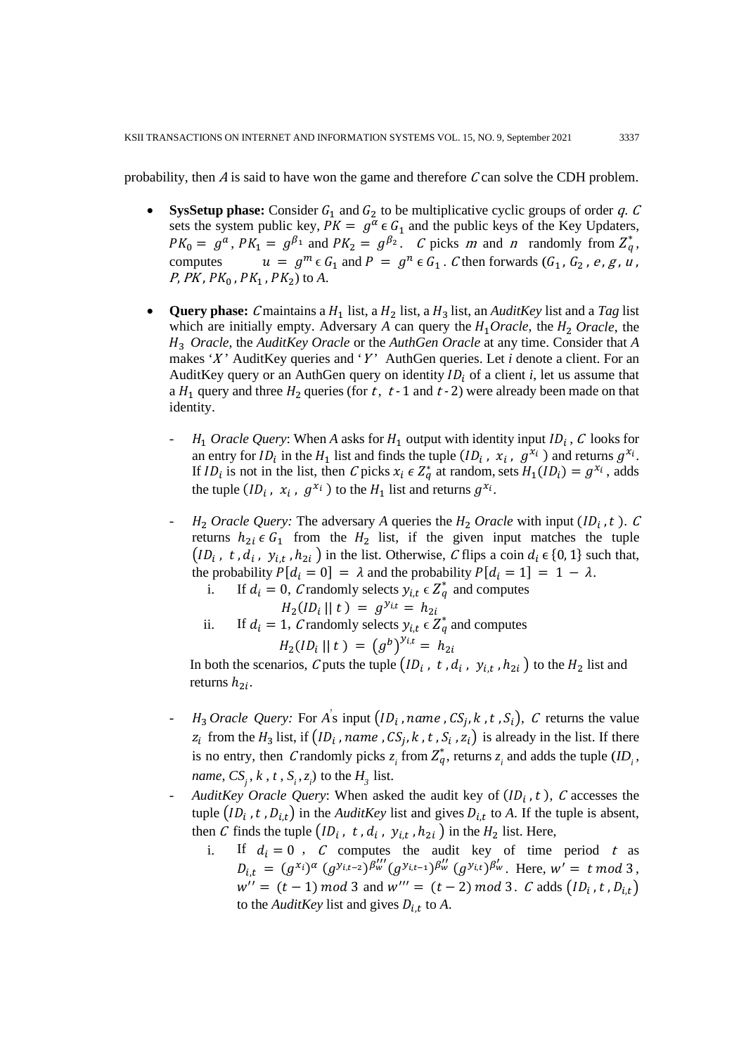probability, then $A$ is said to have won the game and therefore $C$ can solve the CDH problem.

- **SysSetup phase:** Consider $G_1$ and $G_2$ to be multiplicative cyclic groups of order $q$. $C$ sets the system public key, $PK = g^{\alpha} \epsilon G_1$ and the public keys of the Key Updaters, $PK_0 = g^{a}$, $PK_1 = g^{\beta_1}$ and $PK_2 = g^{\beta_2}$. $C$ picks $m$ and $n$ randomly from $Z_q^*$, computes $u = g^m \epsilon G_1$ and $P = g^n \epsilon G_1$. $C$ then forwards ($G_1$, $G_2$, $e$, $g$, $u$, $P$, $PK$, $PK_0$, $PK_1$, $PK_2$) to $A$.

- **Query phase:** $C$ maintains a $H_1$ list, a $H_2$ list, a $H_3$ list, an *AuditKey* list and a *Tag* list which are initially empty. Adversary $A$ can query the $H_1$*Oracle*, the $H_2$ *Oracle*, the $H_3$ *Oracle*, the *AuditKey Oracle* or the *AuthGen Oracle* at any time. Consider that $A$ makes '$X$' AuditKey queries and '$Y$' AuthGen queries. Let $i$ denote a client. For an AuditKey query or an AuthGen query on identity $ID_i$ of a client $i$, let us assume that a $H_1$ query and three $H_2$ queries (for $t$, $t$-1 and $t$-2) were already been made on that identity.

  - $H_1$ *Oracle Query*: When $A$ asks for $H_1$ output with identity input $ID_i$, $C$ looks for an entry for $ID_i$ in the $H_1$ list and finds the tuple ($ID_i$, $x_i$, $g^{x_i}$) and returns $g^{x_i}$. If $ID_i$ is not in the list, then $C$ picks $x_i \epsilon Z_q^*$ at random, sets $H_1(ID_i) = g^{x_i}$, adds the tuple ($ID_i$, $x_i$, $g^{x_i}$) to the $H_1$ list and returns $g^{x_i}$.

  - $H_2$ *Oracle Query:* The adversary $A$ queries the $H_2$ *Oracle* with input ($ID_i$, $t$). $C$ returns $h_{2i} \epsilon G_1$ from the $H_2$ list, if the given input matches the tuple $(ID_i, t, d_i, y_{i,t}, h_{2i})$ in the list. Otherwise, $C$ flips a coin $d_i \epsilon \{0, 1\}$ such that, the probability $P[d_i = 0] = \lambda$ and the probability $P[d_i = 1] = 1 - \lambda$.
    1. If $d_i = 0$, $C$ randomly selects $y_{i,t} \epsilon Z_q^*$ and computes
    $$H_2(ID_i \,||\, t) = g^{y_{i,t}} = h_{2i}$$
    2. If $d_i = 1$, $C$ randomly selects $y_{i,t} \epsilon Z_q^*$ and computes
    $$H_2(ID_i \,||\, t) = (g^b)^{y_{i,t}} = h_{2i}$$

    In both the scenarios, $C$ puts the tuple $(ID_i, t, d_i, y_{i,t}, h_{2i})$ to the $H_2$ list and returns $h_{2i}$.

  - $H_3$ *Oracle Query:* For $A$'s input $(ID_i, name, CS_j, k, t, S_i)$, $C$ returns the value $z_i$ from the $H_3$ list, if $(ID_i, name, CS_j, k, t, S_i, z_i)$ is already in the list. If there is no entry, then $C$ randomly picks $z_i$ from $Z_q^*$, returns $z_i$ and adds the tuple ($ID_i$, $name$, $CS_j$, $k$, $t$, $S_i$, $z_i$) to the $H_3$ list.

  - *AuditKey Oracle Query*: When asked the audit key of $(ID_i, t)$, $C$ accesses the tuple $(ID_i, t, D_{i,t})$ in the *AuditKey* list and gives $D_{i,t}$ to $A$. If the tuple is absent, then $C$ finds the tuple $(ID_i, t, d_i, y_{i,t}, h_{2i})$ in the $H_2$ list. Here,
    1. If $d_i = 0$, $C$ computes the audit key of time period $t$ as $D_{i,t} = (g^{x_i})^{\alpha} (g^{y_{i,t-2}})^{\beta'''_w} (g^{y_{i,t-1}})^{\beta''_w} (g^{y_{i,t}})^{\beta'_w}$. Here, $w' = t \bmod 3$, $w'' = (t-1) \bmod 3$ and $w''' = (t-2) \bmod 3$. $C$ adds $(ID_i, t, D_{i,t})$ to the *AuditKey* list and gives $D_{i,t}$ to $A$.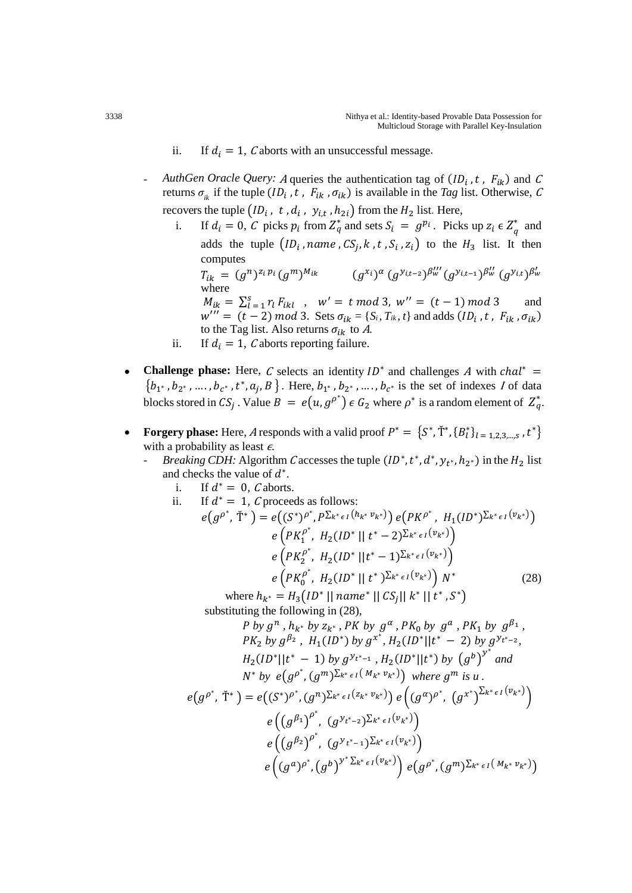ii. If $d_i = 1$, $C$ aborts with an unsuccessful message.

- *AuthGen Oracle Query:* $A$ queries the authentication tag of $(ID_i, t, F_{ik})$ and $C$ returns $\sigma_{ik}$ if the tuple $(ID_i, t, F_{ik}, \sigma_{ik})$ is available in the *Tag* list. Otherwise, $C$ recovers the tuple $(ID_i, t, d_i, y_{i,t}, h_{2i})$ from the $H_2$ list. Here,
  i. If $d_i = 0$, $C$ picks $p_i$ from $Z_q^*$ and sets $S_i = g^{p_i}$. Picks up $z_i \in Z_q^*$ and adds the tuple $(ID_i, name, CS_j, k, t, S_i, z_i)$ to the $H_3$ list. It then computes
  $T_{ik} = (g^n)^{z_i p_i} (g^m)^{M_{ik}} \quad (g^{x_i})^{\alpha} (g^{y_{i,t-2}})^{\beta'''_w} (g^{y_{i,t-1}})^{\beta''_w} (g^{y_{i,t}})^{\beta'_w}$
  where
  $M_{ik} = \sum_{l=1}^{s} r_l F_{ikl}$ , $w' = t \bmod 3$, $w'' = (t-1) \bmod 3$ and $w''' = (t-2) \bmod 3$. Sets $\sigma_{ik} = \{S_i, T_{ik}, t\}$ and adds $(ID_i, t, F_{ik}, \sigma_{ik})$ to the Tag list. Also returns $\sigma_{ik}$ to $A$.
  ii. If $d_i = 1$, $C$ aborts reporting failure.

- **Challenge phase:** Here, $C$ selects an identity $ID^*$ and challenges $A$ with $chal^* = \{b_{1^*}, b_{2^*}, \ldots, b_{c^*}, t^*, a_j, B\}$. Here, $b_{1^*}, b_{2^*}, \ldots, b_{c^*}$ is the set of indexes $I$ of data blocks stored in $CS_j$. Value $B = e(u, g^{\rho^*}) \in G_2$ where $\rho^*$ is a random element of $Z_q^*$.

- **Forgery phase:** Here, $A$ responds with a valid proof $P^* = \{S^*, \check{T}^*, \{B_l^*\}_{l=1,2,3,\ldots,s}, t^*\}$ with a probability as least $\epsilon$.
  - *Breaking CDH:* Algorithm $C$ accesses the tuple $(ID^*, t^*, d^*, y_{t^*}, h_{2^*})$ in the $H_2$ list and checks the value of $d^*$.
    i. If $d^* = 0$, $C$ aborts.
    ii. If $d^* = 1$, $C$ proceeds as follows:

$$
\begin{aligned}
e(g^{\rho^*}, \check{T}^*) = {} & e\left((S^*)^{\rho^*}, P^{\sum_{k^* \in I}(h_{k^*} v_{k^*})}\right) e\left(PK^{\rho^*}, H_1(ID^*)^{\sum_{k^* \in I}(v_{k^*})}\right) \\
& e\left(PK_1^{\rho^*}, H_2(ID^* \,||\, t^* - 2)^{\sum_{k^* \in I}(v_{k^*})}\right) \\
& e\left(PK_2^{\rho^*}, H_2(ID^* \,||\, t^* - 1)^{\sum_{k^* \in I}(v_{k^*})}\right) \\
& e\left(PK_0^{\rho^*}, H_2(ID^* \,||\, t^*)^{\sum_{k^* \in I}(v_{k^*})}\right) N^*
\end{aligned} \tag{28}
$$

where $h_{k^*} = H_3(ID^* \,||\, name^* \,||\, CS_j \,||\, k^* \,||\, t^*, S^*)$

substituting the following in (28),

$P$ *by* $g^n$, $h_{k^*}$ *by* $z_{k^*}$, $PK$ *by* $g^{\alpha}$, $PK_0$ *by* $g^{a}$, $PK_1$ *by* $g^{\beta_1}$, $PK_2$ *by* $g^{\beta_2}$, $H_1(ID^*)$ *by* $g^{x^*}$, $H_2(ID^* || t^* - 2)$ *by* $g^{y_{t^*-2}}$, $H_2(ID^* || t^* - 1)$ *by* $g^{y_{t^*-1}}$, $H_2(ID^* || t^*)$ *by* $(g^b)^{y^*}$ *and* $N^*$ *by* $e\left(g^{\rho^*}, (g^m)^{\sum_{k^* \in I}(M_{k^*} v_{k^*})}\right)$ *where* $g^m$ *is* $u$.

$$
\begin{aligned}
e(g^{\rho^*}, \check{T}^*) = {} & e\left((S^*)^{\rho^*}, (g^n)^{\sum_{k^* \in I}(z_{k^*} v_{k^*})}\right) e\left((g^{\alpha})^{\rho^*}, (g^{x^*})^{\sum_{k^* \in I}(v_{k^*})}\right) \\
& e\left((g^{\beta_1})^{\rho^*}, (g^{y_{t^*-2}})^{\sum_{k^* \in I}(v_{k^*})}\right) \\
& e\left((g^{\beta_2})^{\rho^*}, (g^{y_{t^*-1}})^{\sum_{k^* \in I}(v_{k^*})}\right) \\
& e\left((g^{a})^{\rho^*}, (g^{b})^{y^* \sum_{k^* \in I}(v_{k^*})}\right) e\left(g^{\rho^*}, (g^m)^{\sum_{k^* \in I}(M_{k^*} v_{k^*})}\right)
\end{aligned}
$$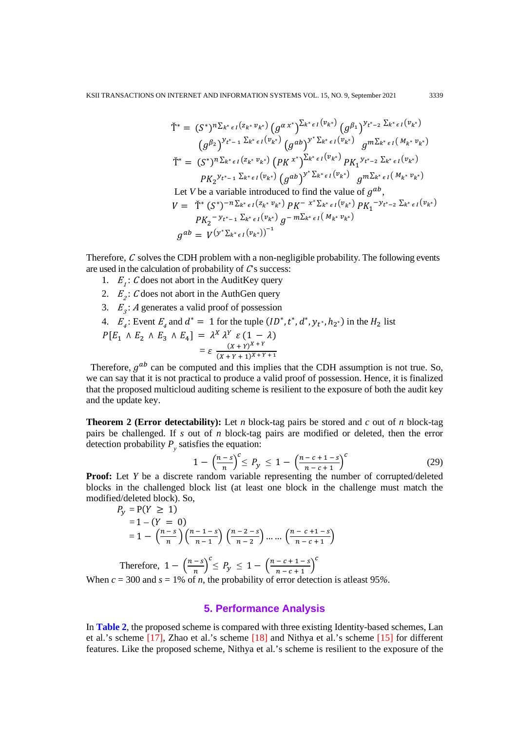$$\check{T}^* = (S^*)^{n\sum_{k^* \epsilon I}(z_{k^*} v_{k^*})} \left(g^{\alpha x^*}\right)^{\sum_{k^* \epsilon I}(v_{k^*})} \left(g^{\beta_1}\right)^{y_{t^*-2} \sum_{k^* \epsilon I}(v_{k^*})}$$

$$\left(g^{\beta_2}\right)^{y_{t^*-1} \sum_{k^* \epsilon I}(v_{k^*})} \left(g^{ab}\right)^{y^* \sum_{k^* \epsilon I}(v_{k^*})} g^{m\sum_{k^* \epsilon I}(M_{k^*} v_{k^*})}$$

$$\check{T}^* = (S^*)^{n\sum_{k^* \epsilon I}(z_{k^*} v_{k^*})} \left(PK^{x^*}\right)^{\sum_{k^* \epsilon I}(v_{k^*})} PK_1^{y_{t^*-2} \sum_{k^* \epsilon I}(v_{k^*})}$$

$$PK_2^{y_{t^*-1} \sum_{k^* \epsilon I}(v_{k^*})} \left(g^{ab}\right)^{y^* \sum_{k^* \epsilon I}(v_{k^*})} g^{m\sum_{k^* \epsilon I}(M_{k^*} v_{k^*})}$$

Let $V$ be a variable introduced to find the value of $g^{ab}$,

$$V = \check{T}^* (S^*)^{-n\sum_{k^* \epsilon I}(z_{k^*} v_{k^*})} PK^{-x^*\sum_{k^* \epsilon I}(v_{k^*})} PK_1^{-y_{t^*-2} \sum_{k^* \epsilon I}(v_{k^*})}$$

$$PK_2^{-y_{t^*-1} \sum_{k^* \epsilon I}(v_{k^*})} g^{-m\sum_{k^* \epsilon I}(M_{k^*} v_{k^*})}$$

$$g^{ab} = V^{\left(y^* \sum_{k^* \epsilon I}(v_{k^*})\right)^{-1}}$$

Therefore, $C$ solves the CDH problem with a non-negligible probability. The following events are used in the calculation of probability of $C$'s success:

1. $E_1$: $C$ does not abort in the AuditKey query
2. $E_2$: $C$ does not abort in the AuthGen query
3. $E_3$: $A$ generates a valid proof of possession
4. $E_4$: Event $E_4$ and $d^* = 1$ for the tuple $(ID^*, t^*, d^*, y_{t^*}, h_{2^*})$ in the $H_2$ list

$$P[E_1 \wedge E_2 \wedge E_3 \wedge E_4] = \lambda^X \lambda^Y \varepsilon (1 - \lambda)$$

$$= \varepsilon \frac{(X+Y)^{X+Y}}{(X+Y+1)^{X+Y+1}}$$

Therefore, $g^{ab}$ can be computed and this implies that the CDH assumption is not true. So, we can say that it is not practical to produce a valid proof of possession. Hence, it is finalized that the proposed multicloud auditing scheme is resilient to the exposure of both the audit key and the update key.

**Theorem 2 (Error detectability):** Let *n* block-tag pairs be stored and *c* out of *n* block-tag pairs be challenged. If *s* out of *n* block-tag pairs are modified or deleted, then the error detection probability $P_y$ satisfies the equation:

$$1 - \left(\frac{n-s}{n}\right)^c \le P_y \le 1 - \left(\frac{n-c+1-s}{n-c+1}\right)^c \tag{29}$$

**Proof:** Let $Y$ be a discrete random variable representing the number of corrupted/deleted blocks in the challenged block list (at least one block in the challenge must match the modified/deleted block). So,

$$P_y = \mathrm{P}(Y \ge 1)$$

$$= 1 - (Y = 0)$$

$$= 1 - \left(\frac{n-s}{n}\right)\left(\frac{n-1-s}{n-1}\right)\left(\frac{n-2-s}{n-2}\right) \dots \dots \left(\frac{n-c+1-s}{n-c+1}\right)$$

Therefore, $1 - \left(\frac{n-s}{n}\right)^c \le P_y \le 1 - \left(\frac{n-c+1-s}{n-c+1}\right)^c$

When *c* = 300 and *s* = 1% of *n*, the probability of error detection is atleast 95%.

## 5. Performance Analysis

In **Table 2**, the proposed scheme is compared with three existing Identity-based schemes, Lan et al.'s scheme [17], Zhao et al.'s scheme [18] and Nithya et al.'s scheme [15] for different features. Like the proposed scheme, Nithya et al.'s scheme is resilient to the exposure of the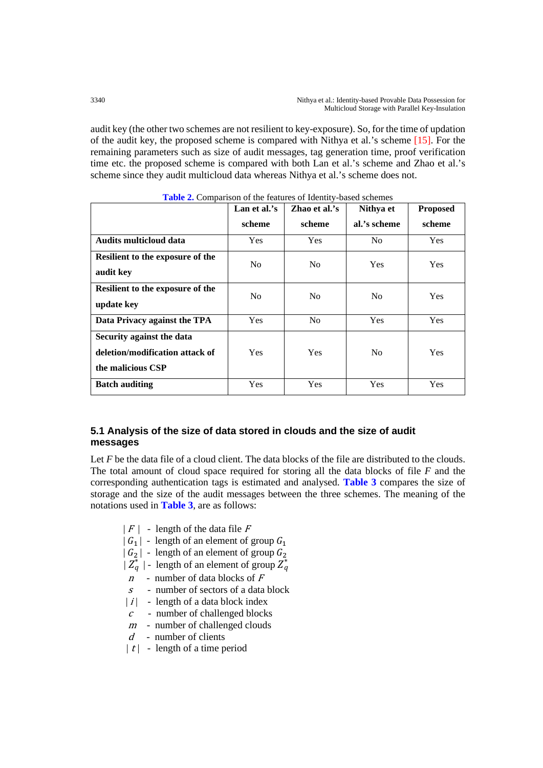audit key (the other two schemes are not resilient to key-exposure). So, for the time of updation of the audit key, the proposed scheme is compared with Nithya et al.'s scheme [15]. For the remaining parameters such as size of audit messages, tag generation time, proof verification time etc. the proposed scheme is compared with both Lan et al.'s scheme and Zhao et al.'s scheme since they audit multicloud data whereas Nithya et al.'s scheme does not.

**Table 2.** Comparison of the features of Identity-based schemes

| | Lan et al.'s scheme | Zhao et al.'s scheme | Nithya et al.'s scheme | Proposed scheme |
|---|---|---|---|---|
| **Audits multicloud data** | Yes | Yes | No | Yes |
| **Resilient to the exposure of the audit key** | No | No | Yes | Yes |
| **Resilient to the exposure of the update key** | No | No | No | Yes |
| **Data Privacy against the TPA** | Yes | No | Yes | Yes |
| **Security against the data deletion/modification attack of the malicious CSP** | Yes | Yes | No | Yes |
| **Batch auditing** | Yes | Yes | Yes | Yes |

## 5.1 Analysis of the size of data stored in clouds and the size of audit messages

Let $F$ be the data file of a cloud client. The data blocks of the file are distributed to the clouds. The total amount of cloud space required for storing all the data blocks of file $F$ and the corresponding authentication tags is estimated and analysed. **Table 3** compares the size of storage and the size of the audit messages between the three schemes. The meaning of the notations used in **Table 3**, are as follows:

- $|F|$ - length of the data file $F$
- $|G_1|$ - length of an element of group $G_1$
- $|G_2|$ - length of an element of group $G_2$
- $|Z_q^*|$ - length of an element of group $Z_q^*$
- $n$ - number of data blocks of $F$
- $s$ - number of sectors of a data block
- $|i|$ - length of a data block index
- $c$ - number of challenged blocks
- $m$ - number of challenged clouds
- $d$ - number of clients
- $|t|$ - length of a time period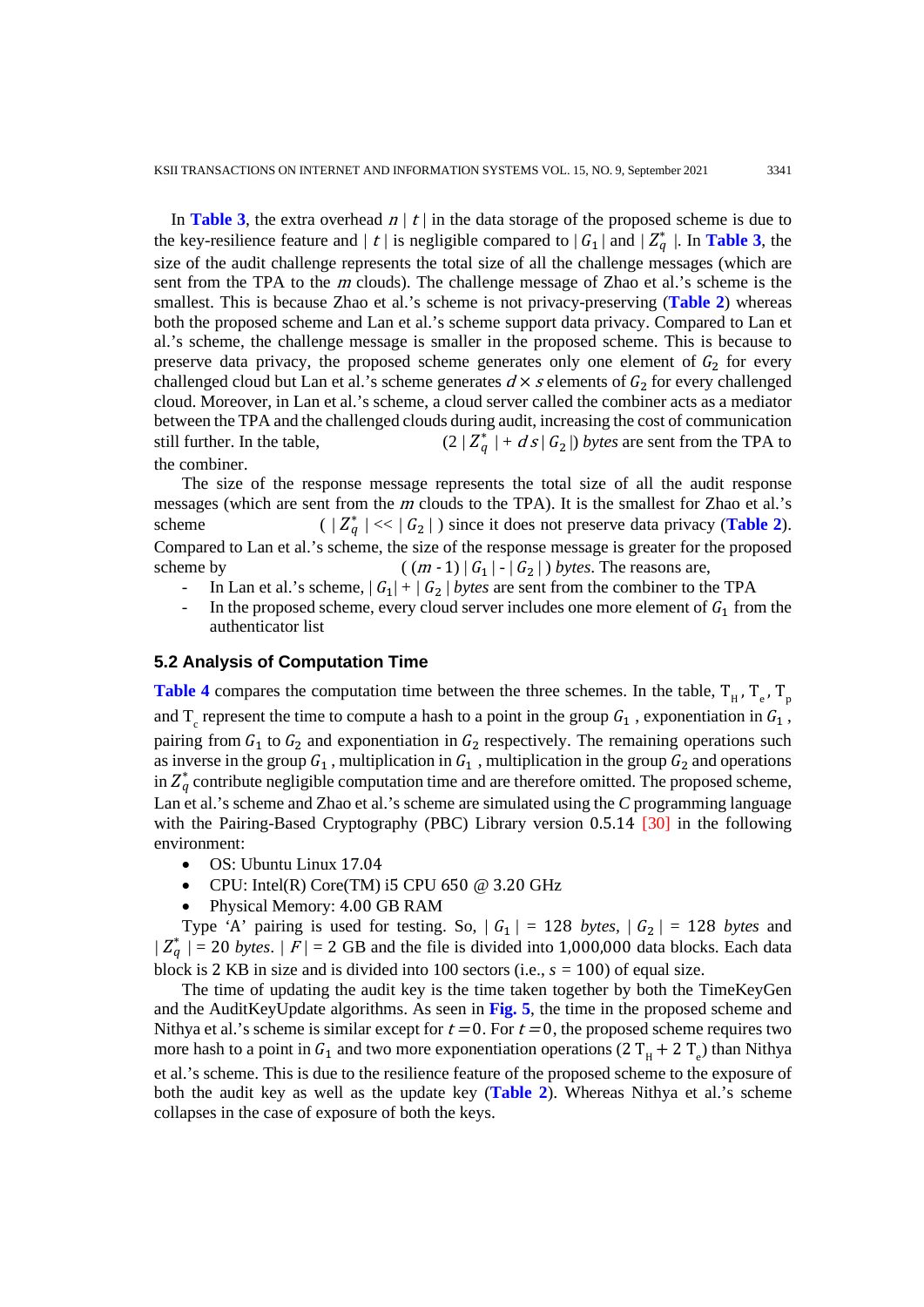In **Table 3**, the extra overhead $n\,|\,t\,|$ in the data storage of the proposed scheme is due to the key-resilience feature and $|\,t\,|$ is negligible compared to $|\,G_1\,|$ and $|\,Z_q^*\,|$. In **Table 3**, the size of the audit challenge represents the total size of all the challenge messages (which are sent from the TPA to the $m$ clouds). The challenge message of Zhao et al.'s scheme is the smallest. This is because Zhao et al.'s scheme is not privacy-preserving (**Table 2**) whereas both the proposed scheme and Lan et al.'s scheme support data privacy. Compared to Lan et al.'s scheme, the challenge message is smaller in the proposed scheme. This is because to preserve data privacy, the proposed scheme generates only one element of $G_2$ for every challenged cloud but Lan et al.'s scheme generates $d \times s$ elements of $G_2$ for every challenged cloud. Moreover, in Lan et al.'s scheme, a cloud server called the combiner acts as a mediator between the TPA and the challenged clouds during audit, increasing the cost of communication still further. In the table, $(2\,|\,Z_q^*\,| + d\,s\,|\,G_2\,|)$ *bytes* are sent from the TPA to the combiner.

The size of the response message represents the total size of all the audit response messages (which are sent from the $m$ clouds to the TPA). It is the smallest for Zhao et al.'s scheme $(\,|\,Z_q^*\,| << |\,G_2\,|\,)$ since it does not preserve data privacy (**Table 2**). Compared to Lan et al.'s scheme, the size of the response message is greater for the proposed scheme by $(\,(m - 1)\,|\,G_1\,| - |\,G_2\,|\,)$ *bytes*. The reasons are,

- In Lan et al.'s scheme, $|\,G_1| + |\,G_2\,|$ *bytes* are sent from the combiner to the TPA
- In the proposed scheme, every cloud server includes one more element of $G_1$ from the authenticator list

### 5.2 Analysis of Computation Time

**Table 4** compares the computation time between the three schemes. In the table, $T_H$, $T_e$, $T_p$ and $T_c$ represent the time to compute a hash to a point in the group $G_1$, exponentiation in $G_1$, pairing from $G_1$ to $G_2$ and exponentiation in $G_2$ respectively. The remaining operations such as inverse in the group $G_1$, multiplication in $G_1$, multiplication in the group $G_2$ and operations in $Z_q^*$ contribute negligible computation time and are therefore omitted. The proposed scheme, Lan et al.'s scheme and Zhao et al.'s scheme are simulated using the *C* programming language with the Pairing-Based Cryptography (PBC) Library version 0.5.14 [30] in the following environment:

- OS: Ubuntu Linux 17.04
- CPU: Intel(R) Core(TM) i5 CPU 650 @ 3.20 GHz
- Physical Memory: 4.00 GB RAM

Type 'A' pairing is used for testing. So, $|\,G_1\,|$ = 128 *bytes*, $|\,G_2\,|$ = 128 *bytes* and $|\,Z_q^*\,|$ = 20 *bytes*. $|\,F\,|$ = 2 GB and the file is divided into 1,000,000 data blocks. Each data block is 2 KB in size and is divided into 100 sectors (i.e., $s$ = 100) of equal size.

The time of updating the audit key is the time taken together by both the TimeKeyGen and the AuditKeyUpdate algorithms. As seen in **Fig. 5**, the time in the proposed scheme and Nithya et al.'s scheme is similar except for $t = 0$. For $t = 0$, the proposed scheme requires two more hash to a point in $G_1$ and two more exponentiation operations $(2\,T_H + 2\,T_e)$ than Nithya et al.'s scheme. This is due to the resilience feature of the proposed scheme to the exposure of both the audit key as well as the update key (**Table 2**). Whereas Nithya et al.'s scheme collapses in the case of exposure of both the keys.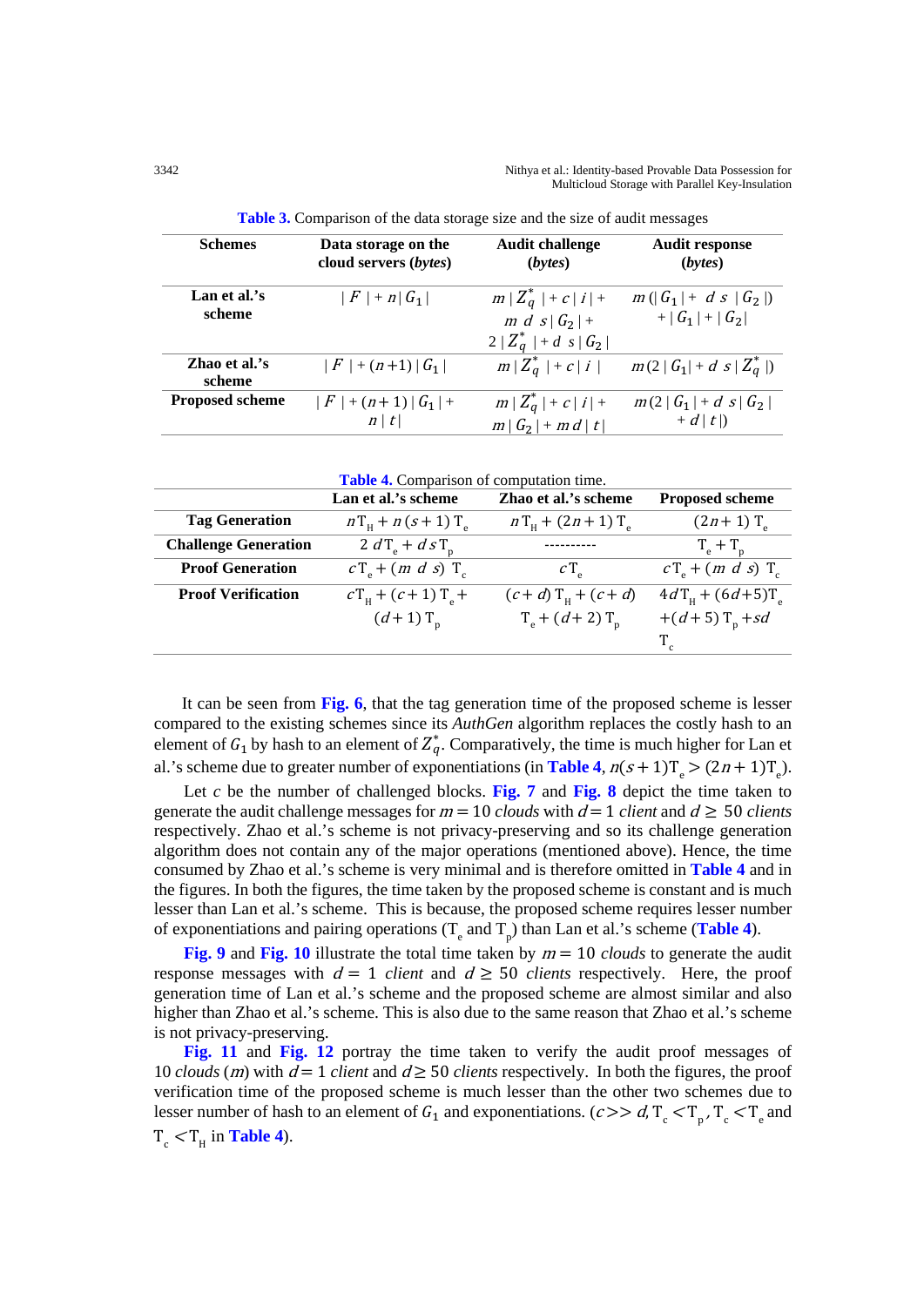**Table 3.** Comparison of the data storage size and the size of audit messages

| Schemes | Data storage on the cloud servers (*bytes*) | Audit challenge (*bytes*) | Audit response (*bytes*) |
|---|---|---|---|
| **Lan et al.'s scheme** | $\|F\| + n\|G_1\|$ | $m\|Z_q^*\| + c\|i\| + m\ d\ s\|G_2\| + 2\|Z_q^*\| + d\ s\|G_2\|$ | $m(\|G_1\| + d\ s\ \|G_2\|) + \|G_1\| + \|G_2\|$ |
| **Zhao et al.'s scheme** | $\|F\| + (n+1)\|G_1\|$ | $m\|Z_q^*\| + c\|i\|$ | $m(2\|G_1\| + d\ s\|Z_q^*\|)$ |
| **Proposed scheme** | $\|F\| + (n+1)\|G_1\| + n\|t\|$ | $m\|Z_q^*\| + c\|i\| + m\|G_2\| + md\|t\|$ | $m(2\|G_1\| + d\ s\|G_2\| + d\|t\|)$ |

**Table 4.** Comparison of computation time.

| | Lan et al.'s scheme | Zhao et al.'s scheme | Proposed scheme |
|---|---|---|---|
| **Tag Generation** | $n\mathrm{T_H} + n(s+1)\mathrm{T_e}$ | $n\mathrm{T_H} + (2n+1)\mathrm{T_e}$ | $(2n+1)\mathrm{T_e}$ |
| **Challenge Generation** | $2d\mathrm{T_e} + ds\mathrm{T_p}$ | ---------- | $\mathrm{T_e} + \mathrm{T_p}$ |
| **Proof Generation** | $c\mathrm{T_e} + (m\ d\ s)\ \mathrm{T_c}$ | $c\mathrm{T_e}$ | $c\mathrm{T_e} + (m\ d\ s)\ \mathrm{T_c}$ |
| **Proof Verification** | $c\mathrm{T_H} + (c+1)\mathrm{T_e} + (d+1)\mathrm{T_p}$ | $(c+d)\mathrm{T_H} + (c+d)\mathrm{T_e} + (d+2)\mathrm{T_p}$ | $4d\mathrm{T_H} + (6d+5)\mathrm{T_e} + (d+5)\mathrm{T_p} + sd\mathrm{T_c}$ |

It can be seen from **Fig. 6**, that the tag generation time of the proposed scheme is lesser compared to the existing schemes since its *AuthGen* algorithm replaces the costly hash to an element of $G_1$ by hash to an element of $Z_q^*$. Comparatively, the time is much higher for Lan et al.'s scheme due to greater number of exponentiations (in **Table 4**, $n(s+1)\mathrm{T_e} > (2n+1)\mathrm{T_e}$).

Let $c$ be the number of challenged blocks. **Fig. 7** and **Fig. 8** depict the time taken to generate the audit challenge messages for $m = 10$ *clouds* with $d = 1$ *client* and $d \geq 50$ *clients* respectively. Zhao et al.'s scheme is not privacy-preserving and so its challenge generation algorithm does not contain any of the major operations (mentioned above). Hence, the time consumed by Zhao et al.'s scheme is very minimal and is therefore omitted in **Table 4** and in the figures. In both the figures, the time taken by the proposed scheme is constant and is much lesser than Lan et al.'s scheme. This is because, the proposed scheme requires lesser number of exponentiations and pairing operations ($\mathrm{T_e}$ and $\mathrm{T_p}$) than Lan et al.'s scheme (**Table 4**).

**Fig. 9** and **Fig. 10** illustrate the total time taken by $m = 10$ *clouds* to generate the audit response messages with $d = 1$ *client* and $d \geq 50$ *clients* respectively. Here, the proof generation time of Lan et al.'s scheme and the proposed scheme are almost similar and also higher than Zhao et al.'s scheme. This is also due to the same reason that Zhao et al.'s scheme is not privacy-preserving.

**Fig. 11** and **Fig. 12** portray the time taken to verify the audit proof messages of 10 *clouds* ($m$) with $d = 1$ *client* and $d \geq 50$ *clients* respectively. In both the figures, the proof verification time of the proposed scheme is much lesser than the other two schemes due to lesser number of hash to an element of $G_1$ and exponentiations. ($c >> d$, $\mathrm{T_c} < \mathrm{T_p}$, $\mathrm{T_c} < \mathrm{T_e}$ and $\mathrm{T_c} < \mathrm{T_H}$ in **Table 4**).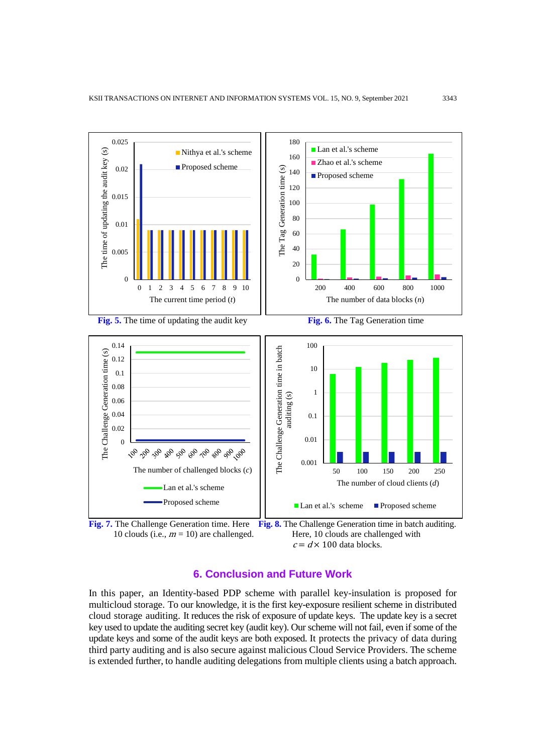**Fig. 5.** The time of updating the audit key

**Fig. 6.** The Tag Generation time

**Fig. 7.** The Challenge Generation time. Here 10 clouds (i.e., $m = 10$) are challenged.

**Fig. 8.** The Challenge Generation time in batch auditing. Here, 10 clouds are challenged with $c = d \times 100$ data blocks.

## 6. Conclusion and Future Work

In this paper, an Identity-based PDP scheme with parallel key-insulation is proposed for multicloud storage. To our knowledge, it is the first key-exposure resilient scheme in distributed cloud storage auditing. It reduces the risk of exposure of update keys. The update key is a secret key used to update the auditing secret key (audit key). Our scheme will not fail, even if some of the update keys and some of the audit keys are both exposed. It protects the privacy of data during third party auditing and is also secure against malicious Cloud Service Providers. The scheme is extended further, to handle auditing delegations from multiple clients using a batch approach.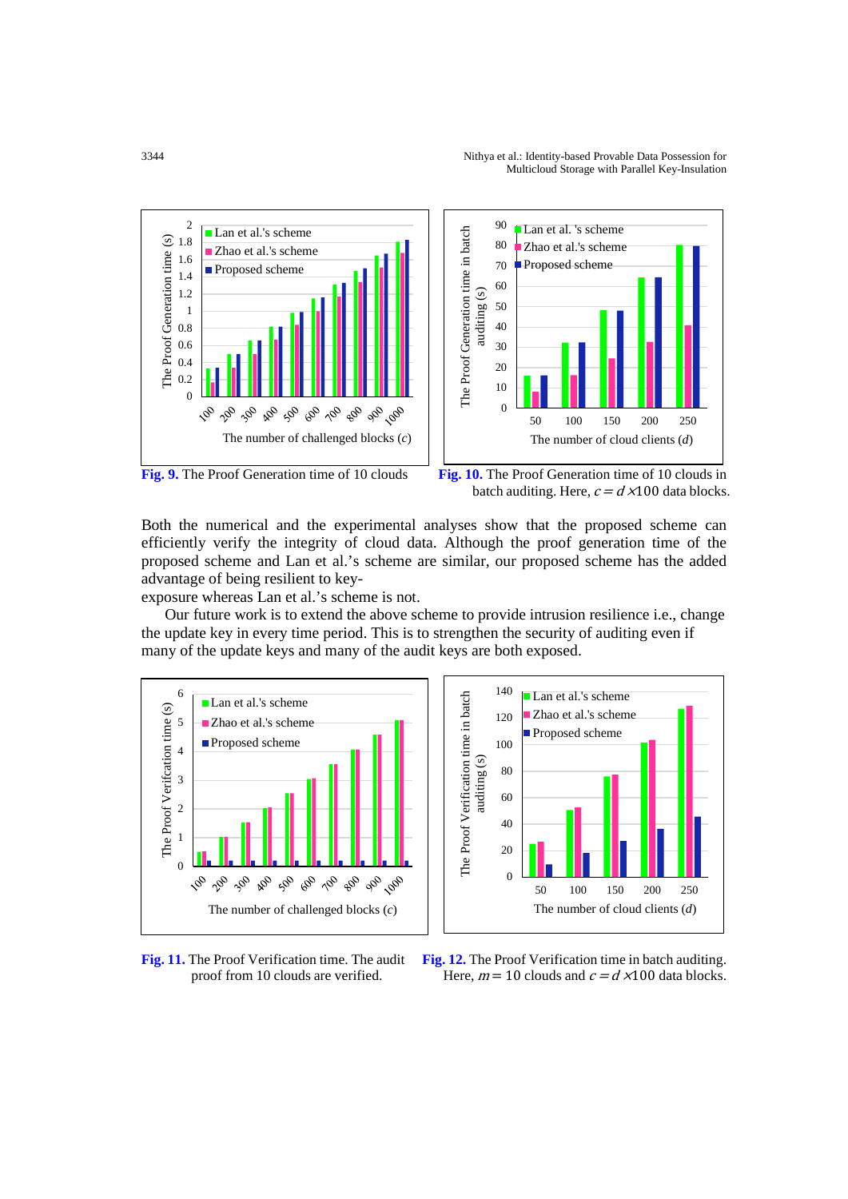Fig. 9. The Proof Generation time of 10 clouds

Fig. 10. The Proof Generation time of 10 clouds in batch auditing. Here, $c = d \times 100$ data blocks.

Both the numerical and the experimental analyses show that the proposed scheme can efficiently verify the integrity of cloud data. Although the proof generation time of the proposed scheme and Lan et al.'s scheme are similar, our proposed scheme has the added advantage of being resilient to key-exposure whereas Lan et al.'s scheme is not.

Our future work is to extend the above scheme to provide intrusion resilience i.e., change the update key in every time period. This is to strengthen the security of auditing even if many of the update keys and many of the audit keys are both exposed.

Fig. 11. The Proof Verification time. The audit proof from 10 clouds are verified.

Fig. 12. The Proof Verification time in batch auditing. Here, $m = 10$ clouds and $c = d \times 100$ data blocks.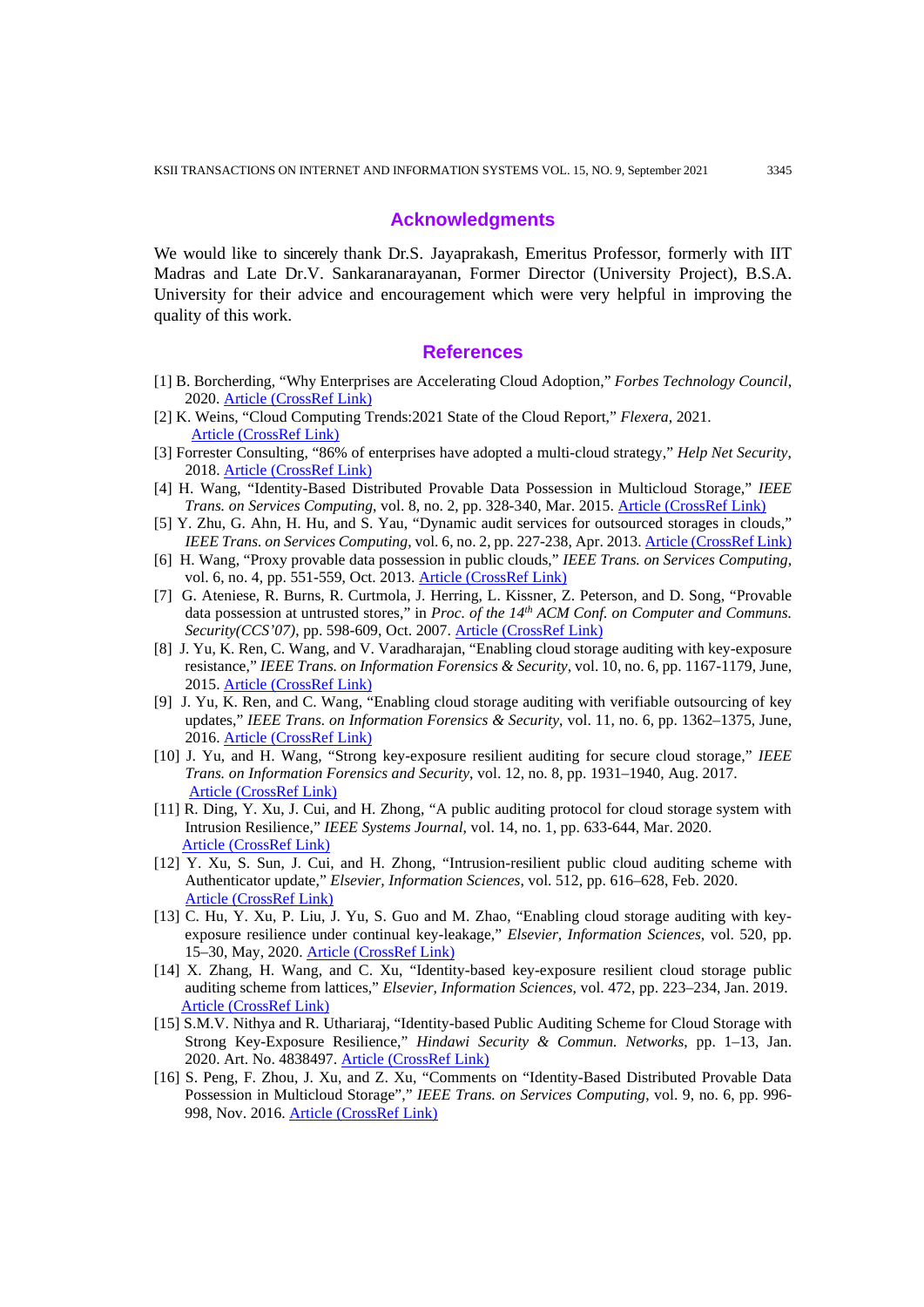## Acknowledgments

We would like to sincerely thank Dr.S. Jayaprakash, Emeritus Professor, formerly with IIT Madras and Late Dr.V. Sankaranarayanan, Former Director (University Project), B.S.A. University for their advice and encouragement which were very helpful in improving the quality of this work.

## References

[1] B. Borcherding, "Why Enterprises are Accelerating Cloud Adoption," *Forbes Technology Council*, 2020. Article (CrossRef Link)

[2] K. Weins, "Cloud Computing Trends:2021 State of the Cloud Report," *Flexera*, 2021. Article (CrossRef Link)

[3] Forrester Consulting, "86% of enterprises have adopted a multi-cloud strategy," *Help Net Security*, 2018. Article (CrossRef Link)

[4] H. Wang, "Identity-Based Distributed Provable Data Possession in Multicloud Storage," *IEEE Trans. on Services Computing*, vol. 8, no. 2, pp. 328-340, Mar. 2015. Article (CrossRef Link)

[5] Y. Zhu, G. Ahn, H. Hu, and S. Yau, "Dynamic audit services for outsourced storages in clouds," *IEEE Trans. on Services Computing*, vol. 6, no. 2, pp. 227-238, Apr. 2013. Article (CrossRef Link)

[6] H. Wang, "Proxy provable data possession in public clouds," *IEEE Trans. on Services Computing*, vol. 6, no. 4, pp. 551-559, Oct. 2013. Article (CrossRef Link)

[7] G. Ateniese, R. Burns, R. Curtmola, J. Herring, L. Kissner, Z. Peterson, and D. Song, "Provable data possession at untrusted stores," in *Proc. of the 14th ACM Conf. on Computer and Communs. Security(CCS'07)*, pp. 598-609, Oct. 2007. Article (CrossRef Link)

[8] J. Yu, K. Ren, C. Wang, and V. Varadharajan, "Enabling cloud storage auditing with key-exposure resistance," *IEEE Trans. on Information Forensics & Security*, vol. 10, no. 6, pp. 1167-1179, June, 2015. Article (CrossRef Link)

[9] J. Yu, K. Ren, and C. Wang, "Enabling cloud storage auditing with verifiable outsourcing of key updates," *IEEE Trans. on Information Forensics & Security*, vol. 11, no. 6, pp. 1362–1375, June, 2016. Article (CrossRef Link)

[10] J. Yu, and H. Wang, "Strong key-exposure resilient auditing for secure cloud storage," *IEEE Trans. on Information Forensics and Security*, vol. 12, no. 8, pp. 1931–1940, Aug. 2017. Article (CrossRef Link)

[11] R. Ding, Y. Xu, J. Cui, and H. Zhong, "A public auditing protocol for cloud storage system with Intrusion Resilience," *IEEE Systems Journal*, vol. 14, no. 1, pp. 633-644, Mar. 2020. Article (CrossRef Link)

[12] Y. Xu, S. Sun, J. Cui, and H. Zhong, "Intrusion-resilient public cloud auditing scheme with Authenticator update," *Elsevier, Information Sciences*, vol. 512, pp. 616–628, Feb. 2020. Article (CrossRef Link)

[13] C. Hu, Y. Xu, P. Liu, J. Yu, S. Guo and M. Zhao, "Enabling cloud storage auditing with key-exposure resilience under continual key-leakage," *Elsevier, Information Sciences*, vol. 520, pp. 15–30, May, 2020. Article (CrossRef Link)

[14] X. Zhang, H. Wang, and C. Xu, "Identity-based key-exposure resilient cloud storage public auditing scheme from lattices," *Elsevier, Information Sciences*, vol. 472, pp. 223–234, Jan. 2019. Article (CrossRef Link)

[15] S.M.V. Nithya and R. Uthariaraj, "Identity-based Public Auditing Scheme for Cloud Storage with Strong Key-Exposure Resilience," *Hindawi Security & Commun. Networks*, pp. 1–13, Jan. 2020. Art. No. 4838497. Article (CrossRef Link)

[16] S. Peng, F. Zhou, J. Xu, and Z. Xu, "Comments on "Identity-Based Distributed Provable Data Possession in Multicloud Storage"," *IEEE Trans. on Services Computing*, vol. 9, no. 6, pp. 996-998, Nov. 2016. Article (CrossRef Link)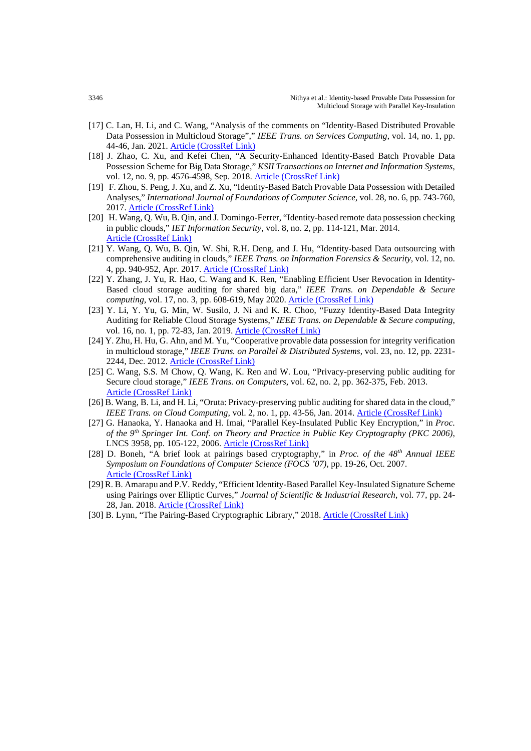[17] C. Lan, H. Li, and C. Wang, "Analysis of the comments on "Identity-Based Distributed Provable Data Possession in Multicloud Storage"," *IEEE Trans. on Services Computing*, vol. 14, no. 1, pp. 44-46, Jan. 2021. Article (CrossRef Link)

[18] J. Zhao, C. Xu, and Kefei Chen, "A Security-Enhanced Identity-Based Batch Provable Data Possession Scheme for Big Data Storage," *KSII Transactions on Internet and Information Systems*, vol. 12, no. 9, pp. 4576-4598, Sep. 2018. Article (CrossRef Link)

[19] F. Zhou, S. Peng, J. Xu, and Z. Xu, "Identity-Based Batch Provable Data Possession with Detailed Analyses," *International Journal of Foundations of Computer Science*, vol. 28, no. 6, pp. 743-760, 2017. Article (CrossRef Link)

[20] H. Wang, Q. Wu, B. Qin, and J. Domingo-Ferrer, "Identity-based remote data possession checking in public clouds," *IET Information Security*, vol. 8, no. 2, pp. 114-121, Mar. 2014. Article (CrossRef Link)

[21] Y. Wang, Q. Wu, B. Qin, W. Shi, R.H. Deng, and J. Hu, "Identity-based Data outsourcing with comprehensive auditing in clouds," *IEEE Trans. on Information Forensics & Security*, vol. 12, no. 4, pp. 940-952, Apr. 2017. Article (CrossRef Link)

[22] Y. Zhang, J. Yu, R. Hao, C. Wang and K. Ren, "Enabling Efficient User Revocation in Identity-Based cloud storage auditing for shared big data," *IEEE Trans. on Dependable & Secure computing*, vol. 17, no. 3, pp. 608-619, May 2020. Article (CrossRef Link)

[23] Y. Li, Y. Yu, G. Min, W. Susilo, J. Ni and K. R. Choo, "Fuzzy Identity-Based Data Integrity Auditing for Reliable Cloud Storage Systems," *IEEE Trans. on Dependable & Secure computing*, vol. 16, no. 1, pp. 72-83, Jan. 2019. Article (CrossRef Link)

[24] Y. Zhu, H. Hu, G. Ahn, and M. Yu, "Cooperative provable data possession for integrity verification in multicloud storage," *IEEE Trans. on Parallel & Distributed Systems*, vol. 23, no. 12, pp. 2231-2244, Dec. 2012. Article (CrossRef Link)

[25] C. Wang, S.S. M Chow, Q. Wang, K. Ren and W. Lou, "Privacy-preserving public auditing for Secure cloud storage," *IEEE Trans. on Computers*, vol. 62, no. 2, pp. 362-375, Feb. 2013. Article (CrossRef Link)

[26] B. Wang, B. Li, and H. Li, "Oruta: Privacy-preserving public auditing for shared data in the cloud," *IEEE Trans. on Cloud Computing*, vol. 2, no. 1, pp. 43-56, Jan. 2014. Article (CrossRef Link)

[27] G. Hanaoka, Y. Hanaoka and H. Imai, "Parallel Key-Insulated Public Key Encryption," in *Proc. of the 9th Springer Int. Conf. on Theory and Practice in Public Key Cryptography (PKC 2006)*, LNCS 3958, pp. 105-122, 2006. Article (CrossRef Link)

[28] D. Boneh, "A brief look at pairings based cryptography," in *Proc. of the 48th Annual IEEE Symposium on Foundations of Computer Science (FOCS '07)*, pp. 19-26, Oct. 2007. Article (CrossRef Link)

[29] R. B. Amarapu and P.V. Reddy, "Efficient Identity-Based Parallel Key-Insulated Signature Scheme using Pairings over Elliptic Curves," *Journal of Scientific & Industrial Research*, vol. 77, pp. 24-28, Jan. 2018. Article (CrossRef Link)

[30] B. Lynn, "The Pairing-Based Cryptographic Library," 2018. Article (CrossRef Link)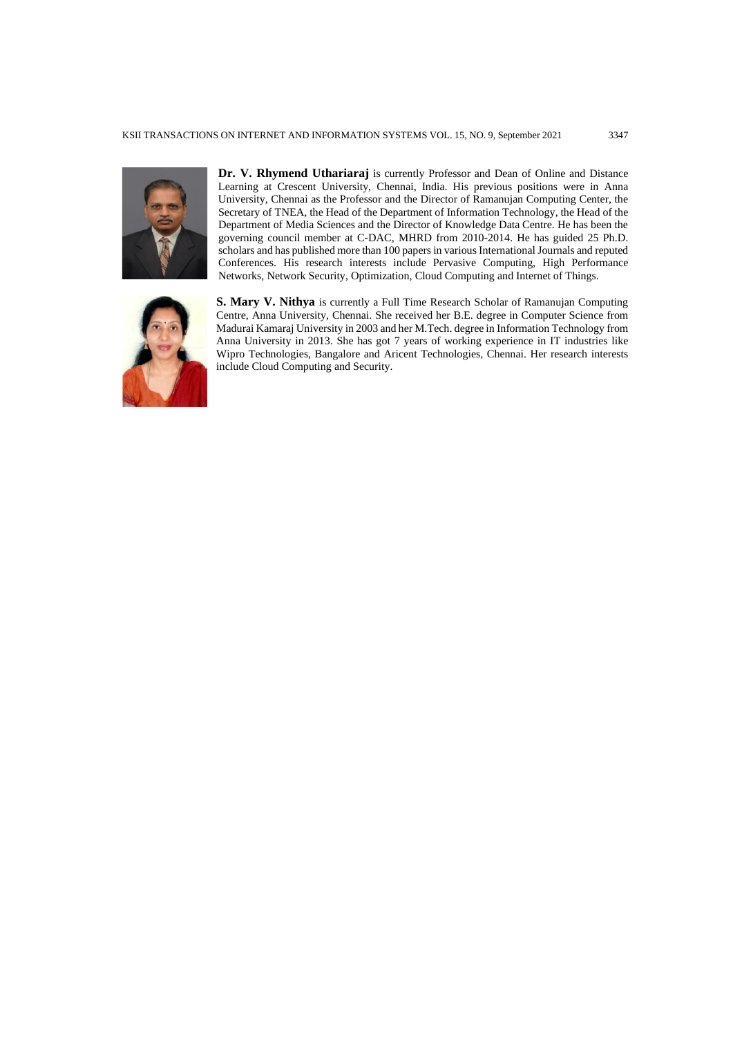**Dr. V. Rhymend Uthariaraj** is currently Professor and Dean of Online and Distance Learning at Crescent University, Chennai, India. His previous positions were in Anna University, Chennai as the Professor and the Director of Ramanujan Computing Center, the Secretary of TNEA, the Head of the Department of Information Technology, the Head of the Department of Media Sciences and the Director of Knowledge Data Centre. He has been the governing council member at C-DAC, MHRD from 2010-2014. He has guided 25 Ph.D. scholars and has published more than 100 papers in various International Journals and reputed Conferences. His research interests include Pervasive Computing, High Performance Networks, Network Security, Optimization, Cloud Computing and Internet of Things.

**S. Mary V. Nithya** is currently a Full Time Research Scholar of Ramanujan Computing Centre, Anna University, Chennai. She received her B.E. degree in Computer Science from Madurai Kamaraj University in 2003 and her M.Tech. degree in Information Technology from Anna University in 2013. She has got 7 years of working experience in IT industries like Wipro Technologies, Bangalore and Aricent Technologies, Chennai. Her research interests include Cloud Computing and Security.